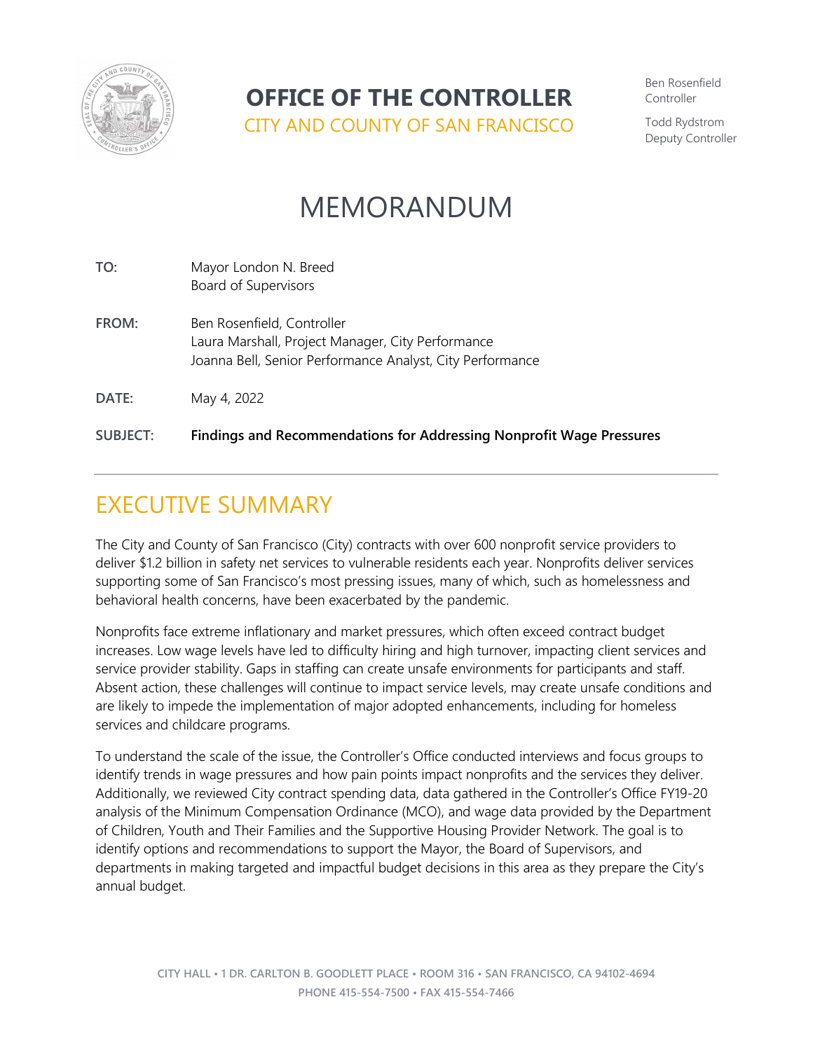# OFFICE OF THE CONTROLLER

CITY AND COUNTY OF SAN FRANCISCO

Ben Rosenfield
Controller

Todd Rydstrom
Deputy Controller

# MEMORANDUM

**TO:** Mayor London N. Breed
Board of Supervisors

**FROM:** Ben Rosenfield, Controller
Laura Marshall, Project Manager, City Performance
Joanna Bell, Senior Performance Analyst, City Performance

**DATE:** May 4, 2022

**SUBJECT:** **Findings and Recommendations for Addressing Nonprofit Wage Pressures**

## EXECUTIVE SUMMARY

The City and County of San Francisco (City) contracts with over 600 nonprofit service providers to deliver $1.2 billion in safety net services to vulnerable residents each year. Nonprofits deliver services supporting some of San Francisco's most pressing issues, many of which, such as homelessness and behavioral health concerns, have been exacerbated by the pandemic.

Nonprofits face extreme inflationary and market pressures, which often exceed contract budget increases. Low wage levels have led to difficulty hiring and high turnover, impacting client services and service provider stability. Gaps in staffing can create unsafe environments for participants and staff. Absent action, these challenges will continue to impact service levels, may create unsafe conditions and are likely to impede the implementation of major adopted enhancements, including for homeless services and childcare programs.

To understand the scale of the issue, the Controller's Office conducted interviews and focus groups to identify trends in wage pressures and how pain points impact nonprofits and the services they deliver. Additionally, we reviewed City contract spending data, data gathered in the Controller's Office FY19-20 analysis of the Minimum Compensation Ordinance (MCO), and wage data provided by the Department of Children, Youth and Their Families and the Supportive Housing Provider Network. The goal is to identify options and recommendations to support the Mayor, the Board of Supervisors, and departments in making targeted and impactful budget decisions in this area as they prepare the City's annual budget.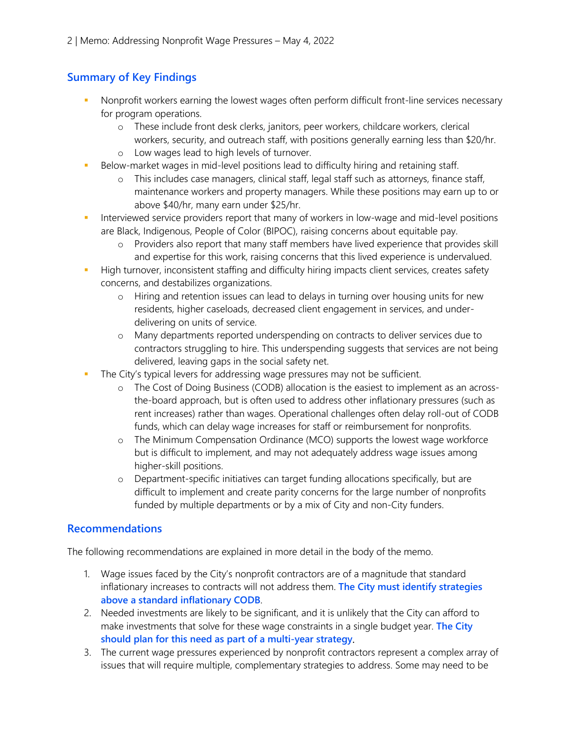## Summary of Key Findings

- Nonprofit workers earning the lowest wages often perform difficult front-line services necessary for program operations.
    - These include front desk clerks, janitors, peer workers, childcare workers, clerical workers, security, and outreach staff, with positions generally earning less than $20/hr.
    - Low wages lead to high levels of turnover.
- Below-market wages in mid-level positions lead to difficulty hiring and retaining staff.
    - This includes case managers, clinical staff, legal staff such as attorneys, finance staff, maintenance workers and property managers. While these positions may earn up to or above $40/hr, many earn under $25/hr.
- Interviewed service providers report that many of workers in low-wage and mid-level positions are Black, Indigenous, People of Color (BIPOC), raising concerns about equitable pay.
    - Providers also report that many staff members have lived experience that provides skill and expertise for this work, raising concerns that this lived experience is undervalued.
- High turnover, inconsistent staffing and difficulty hiring impacts client services, creates safety concerns, and destabilizes organizations.
    - Hiring and retention issues can lead to delays in turning over housing units for new residents, higher caseloads, decreased client engagement in services, and under-delivering on units of service.
    - Many departments reported underspending on contracts to deliver services due to contractors struggling to hire. This underspending suggests that services are not being delivered, leaving gaps in the social safety net.
- The City's typical levers for addressing wage pressures may not be sufficient.
    - The Cost of Doing Business (CODB) allocation is the easiest to implement as an across-the-board approach, but is often used to address other inflationary pressures (such as rent increases) rather than wages. Operational challenges often delay roll-out of CODB funds, which can delay wage increases for staff or reimbursement for nonprofits.
    - The Minimum Compensation Ordinance (MCO) supports the lowest wage workforce but is difficult to implement, and may not adequately address wage issues among higher-skill positions.
    - Department-specific initiatives can target funding allocations specifically, but are difficult to implement and create parity concerns for the large number of nonprofits funded by multiple departments or by a mix of City and non-City funders.

## Recommendations

The following recommendations are explained in more detail in the body of the memo.

1. Wage issues faced by the City's nonprofit contractors are of a magnitude that standard inflationary increases to contracts will not address them. **The City must identify strategies above a standard inflationary CODB**.
2. Needed investments are likely to be significant, and it is unlikely that the City can afford to make investments that solve for these wage constraints in a single budget year. **The City should plan for this need as part of a multi-year strategy**.
3. The current wage pressures experienced by nonprofit contractors represent a complex array of issues that will require multiple, complementary strategies to address. Some may need to be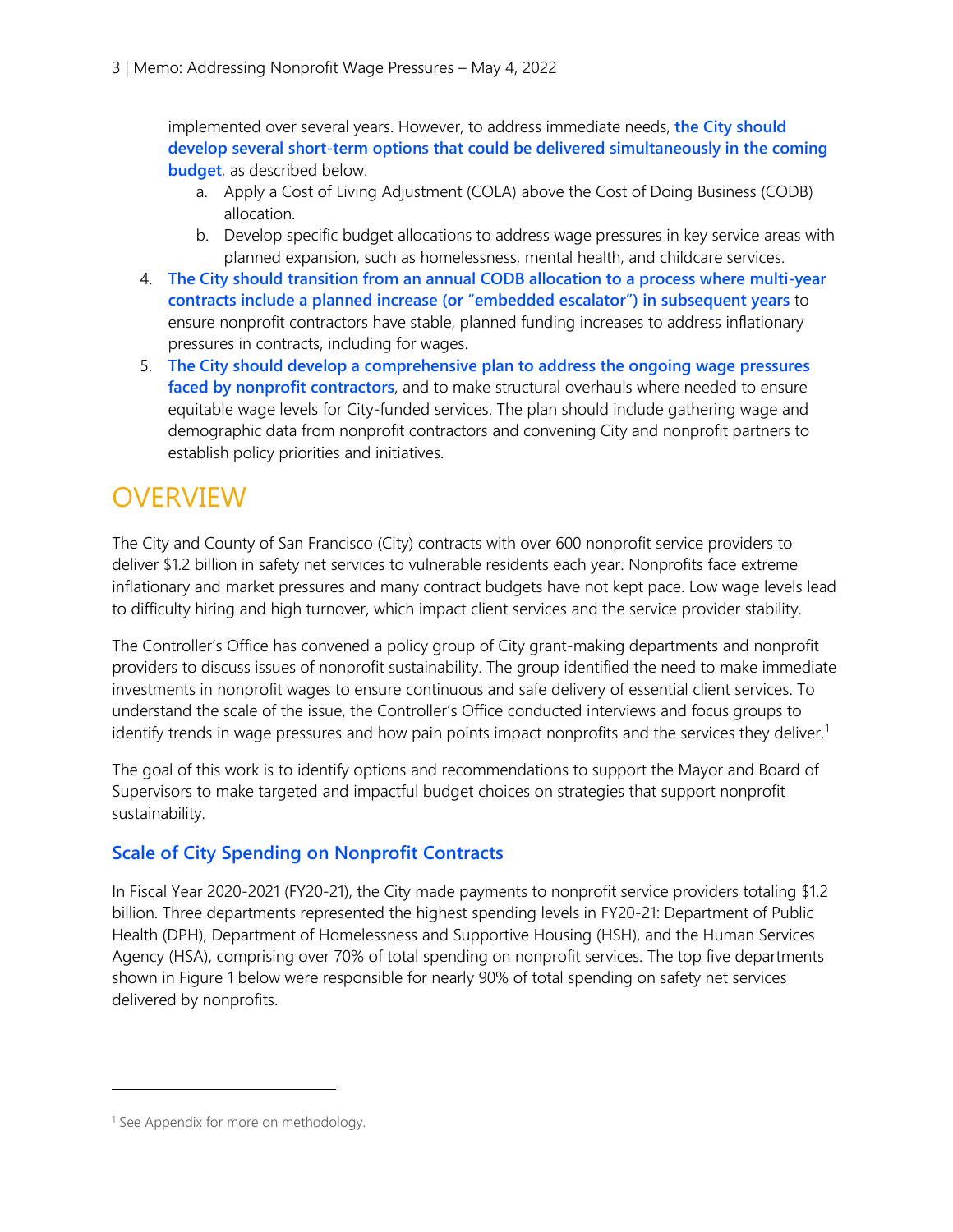implemented over several years. However, to address immediate needs, **the City should develop several short-term options that could be delivered simultaneously in the coming budget**, as described below.

   a. Apply a Cost of Living Adjustment (COLA) above the Cost of Doing Business (CODB) allocation.
   b. Develop specific budget allocations to address wage pressures in key service areas with planned expansion, such as homelessness, mental health, and childcare services.

4. **The City should transition from an annual CODB allocation to a process where multi-year contracts include a planned increase (or "embedded escalator") in subsequent years** to ensure nonprofit contractors have stable, planned funding increases to address inflationary pressures in contracts, including for wages.
5. **The City should develop a comprehensive plan to address the ongoing wage pressures faced by nonprofit contractors**, and to make structural overhauls where needed to ensure equitable wage levels for City-funded services. The plan should include gathering wage and demographic data from nonprofit contractors and convening City and nonprofit partners to establish policy priorities and initiatives.

# OVERVIEW

The City and County of San Francisco (City) contracts with over 600 nonprofit service providers to deliver $1.2 billion in safety net services to vulnerable residents each year. Nonprofits face extreme inflationary and market pressures and many contract budgets have not kept pace. Low wage levels lead to difficulty hiring and high turnover, which impact client services and the service provider stability.

The Controller's Office has convened a policy group of City grant-making departments and nonprofit providers to discuss issues of nonprofit sustainability. The group identified the need to make immediate investments in nonprofit wages to ensure continuous and safe delivery of essential client services. To understand the scale of the issue, the Controller's Office conducted interviews and focus groups to identify trends in wage pressures and how pain points impact nonprofits and the services they deliver.[1]

The goal of this work is to identify options and recommendations to support the Mayor and Board of Supervisors to make targeted and impactful budget choices on strategies that support nonprofit sustainability.

## Scale of City Spending on Nonprofit Contracts

In Fiscal Year 2020-2021 (FY20-21), the City made payments to nonprofit service providers totaling $1.2 billion. Three departments represented the highest spending levels in FY20-21: Department of Public Health (DPH), Department of Homelessness and Supportive Housing (HSH), and the Human Services Agency (HSA), comprising over 70% of total spending on nonprofit services. The top five departments shown in Figure 1 below were responsible for nearly 90% of total spending on safety net services delivered by nonprofits.

[1] See Appendix for more on methodology.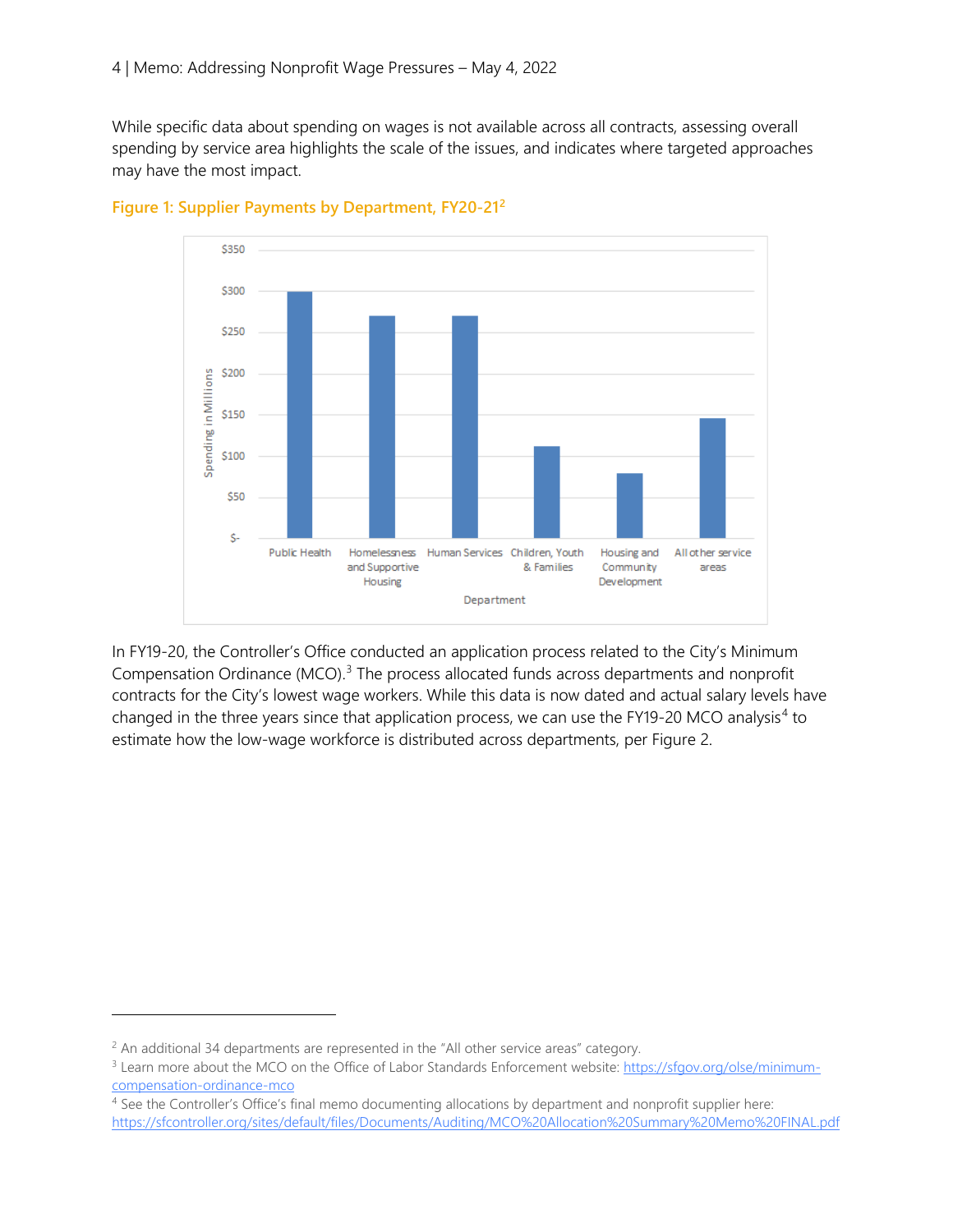While specific data about spending on wages is not available across all contracts, assessing overall spending by service area highlights the scale of the issues, and indicates where targeted approaches may have the most impact.

**Figure 1: Supplier Payments by Department, FY20-21**[2]

In FY19-20, the Controller's Office conducted an application process related to the City's Minimum Compensation Ordinance (MCO).[3] The process allocated funds across departments and nonprofit contracts for the City's lowest wage workers. While this data is now dated and actual salary levels have changed in the three years since that application process, we can use the FY19-20 MCO analysis[4] to estimate how the low-wage workforce is distributed across departments, per Figure 2.

---

[2] An additional 34 departments are represented in the "All other service areas" category.

[3] Learn more about the MCO on the Office of Labor Standards Enforcement website: https://sfgov.org/olse/minimum-compensation-ordinance-mco

[4] See the Controller's Office's final memo documenting allocations by department and nonprofit supplier here: https://sfcontroller.org/sites/default/files/Documents/Auditing/MCO%20Allocation%20Summary%20Memo%20FINAL.pdf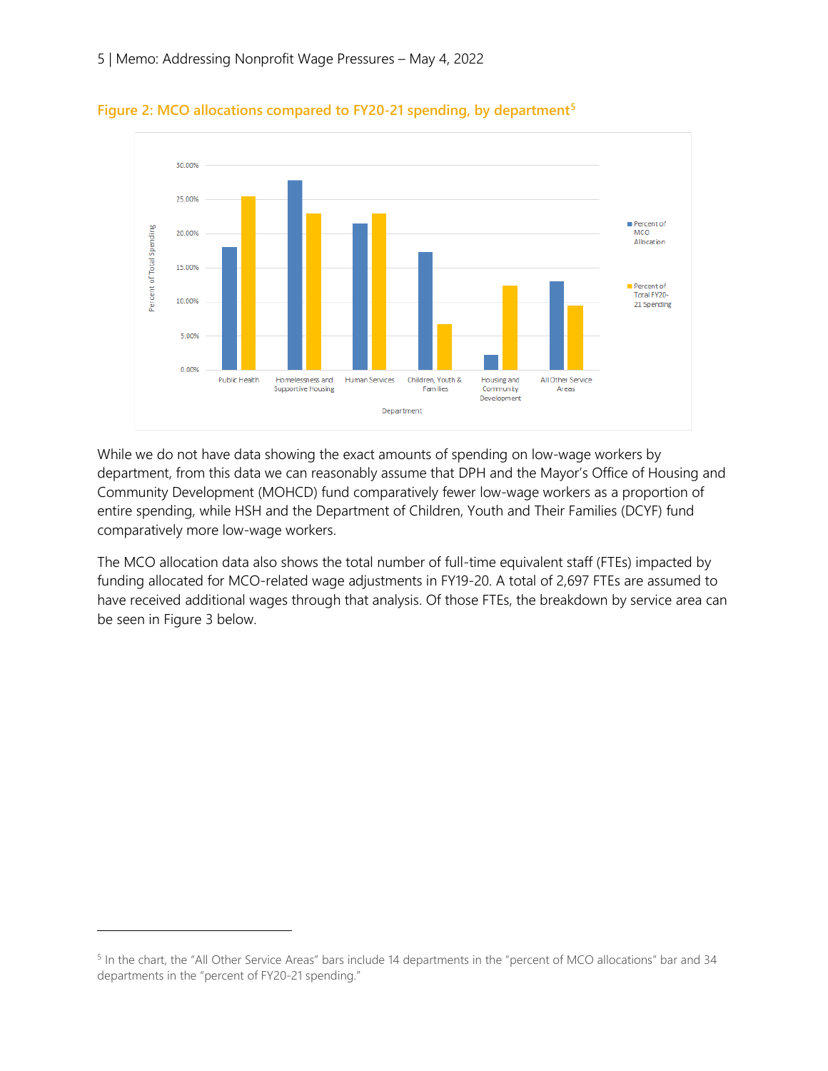**Figure 2: MCO allocations compared to FY20-21 spending, by department**[5]

While we do not have data showing the exact amounts of spending on low-wage workers by department, from this data we can reasonably assume that DPH and the Mayor's Office of Housing and Community Development (MOHCD) fund comparatively fewer low-wage workers as a proportion of entire spending, while HSH and the Department of Children, Youth and Their Families (DCYF) fund comparatively more low-wage workers.

The MCO allocation data also shows the total number of full-time equivalent staff (FTEs) impacted by funding allocated for MCO-related wage adjustments in FY19-20. A total of 2,697 FTEs are assumed to have received additional wages through that analysis. Of those FTEs, the breakdown by service area can be seen in Figure 3 below.

---

[5] In the chart, the "All Other Service Areas" bars include 14 departments in the "percent of MCO allocations" bar and 34 departments in the "percent of FY20-21 spending."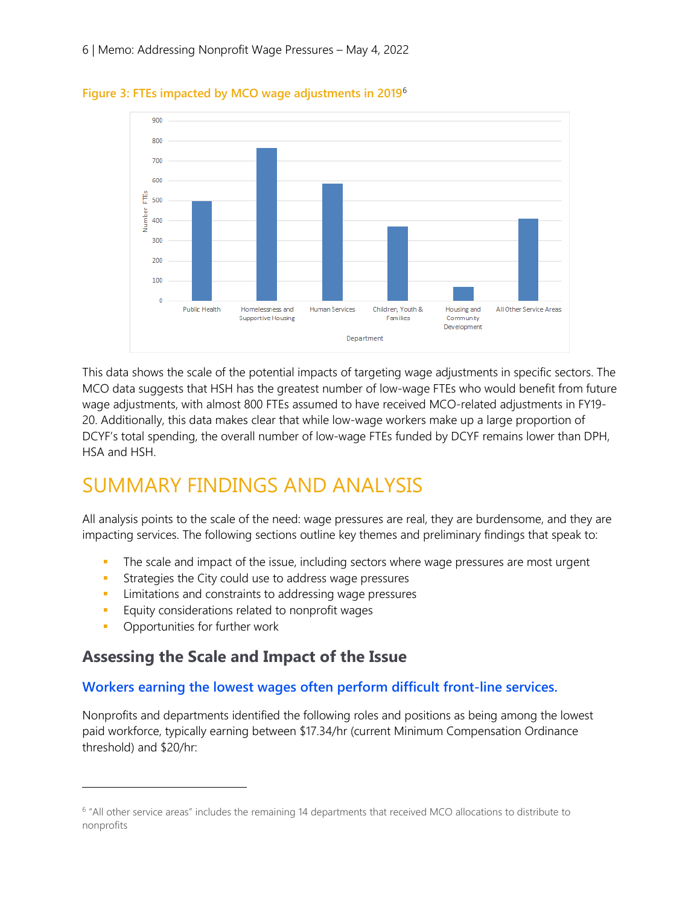**Figure 3: FTEs impacted by MCO wage adjustments in 2019**[6]

This data shows the scale of the potential impacts of targeting wage adjustments in specific sectors. The MCO data suggests that HSH has the greatest number of low-wage FTEs who would benefit from future wage adjustments, with almost 800 FTEs assumed to have received MCO-related adjustments in FY19-20. Additionally, this data makes clear that while low-wage workers make up a large proportion of DCYF's total spending, the overall number of low-wage FTEs funded by DCYF remains lower than DPH, HSA and HSH.

# SUMMARY FINDINGS AND ANALYSIS

All analysis points to the scale of the need: wage pressures are real, they are burdensome, and they are impacting services. The following sections outline key themes and preliminary findings that speak to:

- The scale and impact of the issue, including sectors where wage pressures are most urgent
- Strategies the City could use to address wage pressures
- Limitations and constraints to addressing wage pressures
- Equity considerations related to nonprofit wages
- Opportunities for further work

## Assessing the Scale and Impact of the Issue

### Workers earning the lowest wages often perform difficult front-line services.

Nonprofits and departments identified the following roles and positions as being among the lowest paid workforce, typically earning between $17.34/hr (current Minimum Compensation Ordinance threshold) and $20/hr:

---

[6] "All other service areas" includes the remaining 14 departments that received MCO allocations to distribute to nonprofits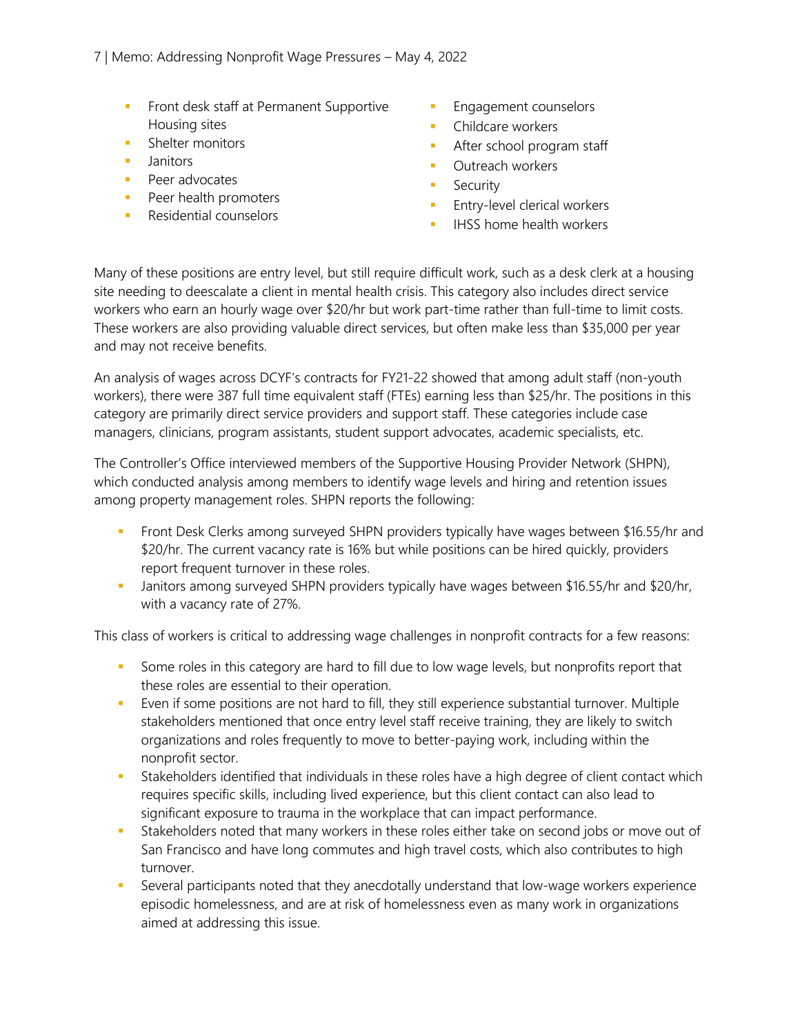- Front desk staff at Permanent Supportive Housing sites
- Shelter monitors
- Janitors
- Peer advocates
- Peer health promoters
- Residential counselors
- Engagement counselors
- Childcare workers
- After school program staff
- Outreach workers
- Security
- Entry-level clerical workers
- IHSS home health workers

Many of these positions are entry level, but still require difficult work, such as a desk clerk at a housing site needing to deescalate a client in mental health crisis. This category also includes direct service workers who earn an hourly wage over $20/hr but work part-time rather than full-time to limit costs. These workers are also providing valuable direct services, but often make less than $35,000 per year and may not receive benefits.

An analysis of wages across DCYF's contracts for FY21-22 showed that among adult staff (non-youth workers), there were 387 full time equivalent staff (FTEs) earning less than $25/hr. The positions in this category are primarily direct service providers and support staff. These categories include case managers, clinicians, program assistants, student support advocates, academic specialists, etc.

The Controller's Office interviewed members of the Supportive Housing Provider Network (SHPN), which conducted analysis among members to identify wage levels and hiring and retention issues among property management roles. SHPN reports the following:

- Front Desk Clerks among surveyed SHPN providers typically have wages between $16.55/hr and $20/hr. The current vacancy rate is 16% but while positions can be hired quickly, providers report frequent turnover in these roles.
- Janitors among surveyed SHPN providers typically have wages between $16.55/hr and $20/hr, with a vacancy rate of 27%.

This class of workers is critical to addressing wage challenges in nonprofit contracts for a few reasons:

- Some roles in this category are hard to fill due to low wage levels, but nonprofits report that these roles are essential to their operation.
- Even if some positions are not hard to fill, they still experience substantial turnover. Multiple stakeholders mentioned that once entry level staff receive training, they are likely to switch organizations and roles frequently to move to better-paying work, including within the nonprofit sector.
- Stakeholders identified that individuals in these roles have a high degree of client contact which requires specific skills, including lived experience, but this client contact can also lead to significant exposure to trauma in the workplace that can impact performance.
- Stakeholders noted that many workers in these roles either take on second jobs or move out of San Francisco and have long commutes and high travel costs, which also contributes to high turnover.
- Several participants noted that they anecdotally understand that low-wage workers experience episodic homelessness, and are at risk of homelessness even as many work in organizations aimed at addressing this issue.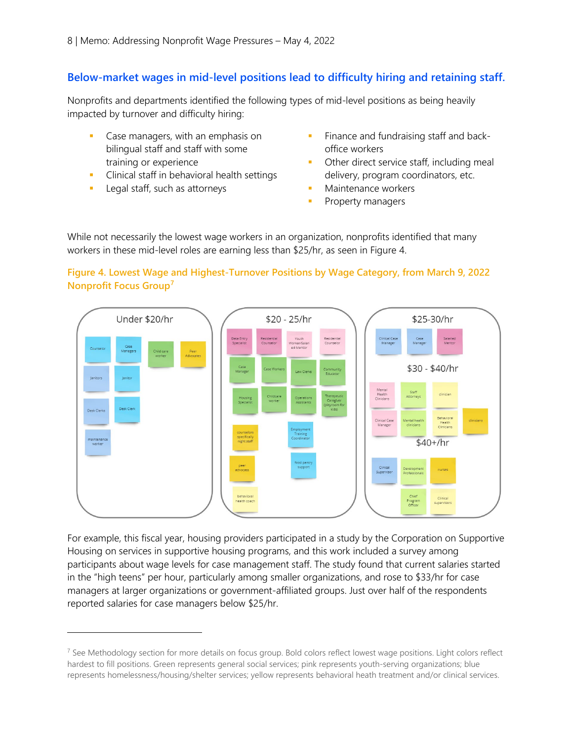## Below-market wages in mid-level positions lead to difficulty hiring and retaining staff.

Nonprofits and departments identified the following types of mid-level positions as being heavily impacted by turnover and difficulty hiring:

- Case managers, with an emphasis on bilingual staff and staff with some training or experience
- Clinical staff in behavioral health settings
- Legal staff, such as attorneys
- Finance and fundraising staff and back-office workers
- Other direct service staff, including meal delivery, program coordinators, etc.
- Maintenance workers
- Property managers

While not necessarily the lowest wage workers in an organization, nonprofits identified that many workers in these mid-level roles are earning less than $25/hr, as seen in Figure 4.

**Figure 4. Lowest Wage and Highest-Turnover Positions by Wage Category, from March 9, 2022 Nonprofit Focus Group**[7]

| Under $20/hr | $20 - 25/hr | $25-30/hr | $30 - $40/hr | $40+/hr |
|---|---|---|---|---|
| Counselor | Data Entry Specialist | Clinical Case Manager | Mental Health Clinicians | Clinical Supervisor |
| Case Managers | Residential Counselor | Case Manager | Staff Attorneys | Development Professionals |
| Child care worker | Youth Worker/Salaried Mentor | Salaried Mentor | clinician | nurses |
| Peer Advocates | Residential Counselor | | Clinical Case Manager | Chief Program Officer |
| Janitors | Case Manager | | Mental health clinicians | Clinical supervisors |
| Janitor | Case Workers | | Behavioral Health Clinicians | |
| Desk Clerks | Law Clerks | | clinicians | |
| Desk Clerk | Community Educator | | | |
| maintenance worker | Housing Specialist | | | |
| | Childcare worker | | | |
| | Operations Assistants | | | |
| | Therapeutic Caregiver (playroom for kids) | | | |
| | counselors specifically night staff | | | |
| | Employment Training Coordinator | | | |
| | peer advocacy | | | |
| | food pantry support | | | |
| | behavioral health coach | | | |

For example, this fiscal year, housing providers participated in a study by the Corporation on Supportive Housing on services in supportive housing programs, and this work included a survey among participants about wage levels for case management staff. The study found that current salaries started in the "high teens" per hour, particularly among smaller organizations, and rose to $33/hr for case managers at larger organizations or government-affiliated groups. Just over half of the respondents reported salaries for case managers below $25/hr.

---

[7] See Methodology section for more details on focus group. Bold colors reflect lowest wage positions. Light colors reflect hardest to fill positions. Green represents general social services; pink represents youth-serving organizations; blue represents homelessness/housing/shelter services; yellow represents behavioral heath treatment and/or clinical services.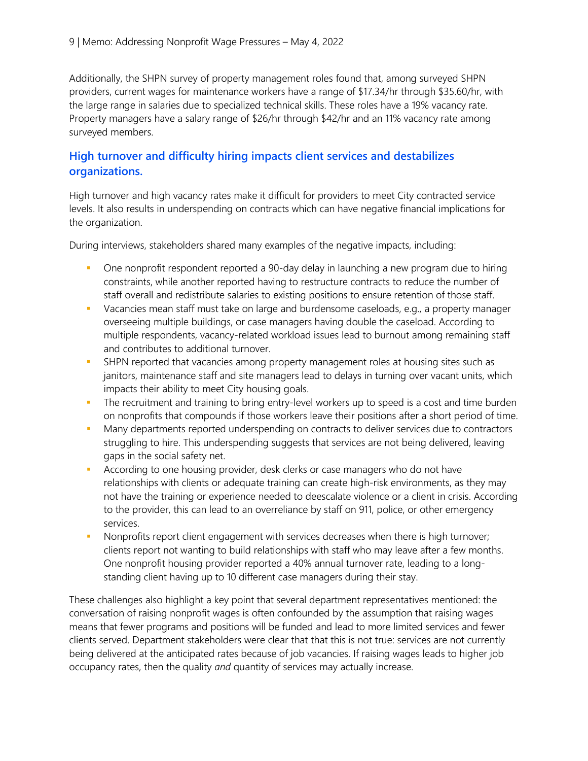Additionally, the SHPN survey of property management roles found that, among surveyed SHPN providers, current wages for maintenance workers have a range of $17.34/hr through $35.60/hr, with the large range in salaries due to specialized technical skills. These roles have a 19% vacancy rate. Property managers have a salary range of $26/hr through $42/hr and an 11% vacancy rate among surveyed members.

## High turnover and difficulty hiring impacts client services and destabilizes organizations.

High turnover and high vacancy rates make it difficult for providers to meet City contracted service levels. It also results in underspending on contracts which can have negative financial implications for the organization.

During interviews, stakeholders shared many examples of the negative impacts, including:

- One nonprofit respondent reported a 90-day delay in launching a new program due to hiring constraints, while another reported having to restructure contracts to reduce the number of staff overall and redistribute salaries to existing positions to ensure retention of those staff.
- Vacancies mean staff must take on large and burdensome caseloads, e.g., a property manager overseeing multiple buildings, or case managers having double the caseload. According to multiple respondents, vacancy-related workload issues lead to burnout among remaining staff and contributes to additional turnover.
- SHPN reported that vacancies among property management roles at housing sites such as janitors, maintenance staff and site managers lead to delays in turning over vacant units, which impacts their ability to meet City housing goals.
- The recruitment and training to bring entry-level workers up to speed is a cost and time burden on nonprofits that compounds if those workers leave their positions after a short period of time.
- Many departments reported underspending on contracts to deliver services due to contractors struggling to hire. This underspending suggests that services are not being delivered, leaving gaps in the social safety net.
- According to one housing provider, desk clerks or case managers who do not have relationships with clients or adequate training can create high-risk environments, as they may not have the training or experience needed to deescalate violence or a client in crisis. According to the provider, this can lead to an overreliance by staff on 911, police, or other emergency services.
- Nonprofits report client engagement with services decreases when there is high turnover; clients report not wanting to build relationships with staff who may leave after a few months. One nonprofit housing provider reported a 40% annual turnover rate, leading to a long-standing client having up to 10 different case managers during their stay.

These challenges also highlight a key point that several department representatives mentioned: the conversation of raising nonprofit wages is often confounded by the assumption that raising wages means that fewer programs and positions will be funded and lead to more limited services and fewer clients served. Department stakeholders were clear that that this is not true: services are not currently being delivered at the anticipated rates because of job vacancies. If raising wages leads to higher job occupancy rates, then the quality *and* quantity of services may actually increase.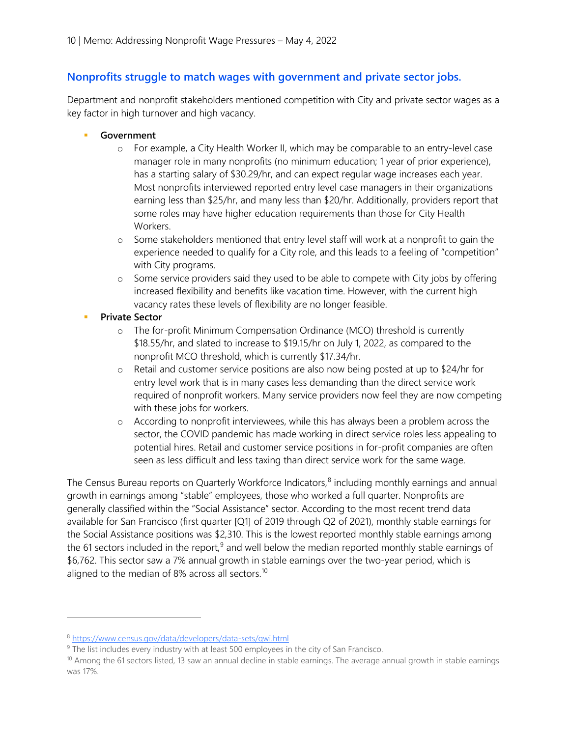## Nonprofits struggle to match wages with government and private sector jobs.

Department and nonprofit stakeholders mentioned competition with City and private sector wages as a key factor in high turnover and high vacancy.

- **Government**
  - For example, a City Health Worker II, which may be comparable to an entry-level case manager role in many nonprofits (no minimum education; 1 year of prior experience), has a starting salary of $30.29/hr, and can expect regular wage increases each year. Most nonprofits interviewed reported entry level case managers in their organizations earning less than $25/hr, and many less than $20/hr. Additionally, providers report that some roles may have higher education requirements than those for City Health Workers.
  - Some stakeholders mentioned that entry level staff will work at a nonprofit to gain the experience needed to qualify for a City role, and this leads to a feeling of "competition" with City programs.
  - Some service providers said they used to be able to compete with City jobs by offering increased flexibility and benefits like vacation time. However, with the current high vacancy rates these levels of flexibility are no longer feasible.
- **Private Sector**
  - The for-profit Minimum Compensation Ordinance (MCO) threshold is currently $18.55/hr, and slated to increase to $19.15/hr on July 1, 2022, as compared to the nonprofit MCO threshold, which is currently $17.34/hr.
  - Retail and customer service positions are also now being posted at up to $24/hr for entry level work that is in many cases less demanding than the direct service work required of nonprofit workers. Many service providers now feel they are now competing with these jobs for workers.
  - According to nonprofit interviewees, while this has always been a problem across the sector, the COVID pandemic has made working in direct service roles less appealing to potential hires. Retail and customer service positions in for-profit companies are often seen as less difficult and less taxing than direct service work for the same wage.

The Census Bureau reports on Quarterly Workforce Indicators,[8] including monthly earnings and annual growth in earnings among "stable" employees, those who worked a full quarter. Nonprofits are generally classified within the "Social Assistance" sector. According to the most recent trend data available for San Francisco (first quarter [Q1] of 2019 through Q2 of 2021), monthly stable earnings for the Social Assistance positions was $2,310. This is the lowest reported monthly stable earnings among the 61 sectors included in the report,[9] and well below the median reported monthly stable earnings of $6,762. This sector saw a 7% annual growth in stable earnings over the two-year period, which is aligned to the median of 8% across all sectors.[10]

---

[8] https://www.census.gov/data/developers/data-sets/qwi.html

[9] The list includes every industry with at least 500 employees in the city of San Francisco.

[10] Among the 61 sectors listed, 13 saw an annual decline in stable earnings. The average annual growth in stable earnings was 17%.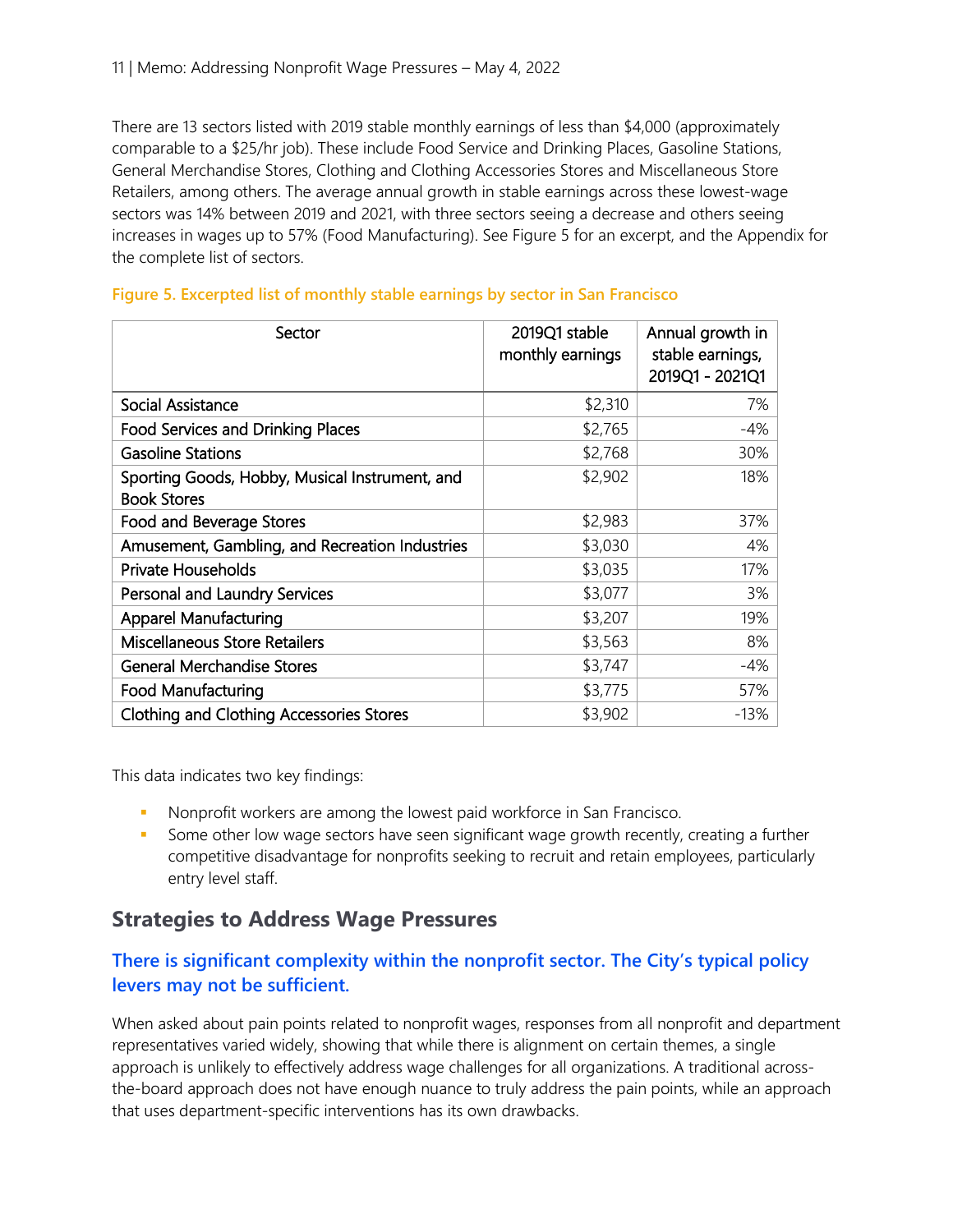There are 13 sectors listed with 2019 stable monthly earnings of less than $4,000 (approximately comparable to a $25/hr job). These include Food Service and Drinking Places, Gasoline Stations, General Merchandise Stores, Clothing and Clothing Accessories Stores and Miscellaneous Store Retailers, among others. The average annual growth in stable earnings across these lowest-wage sectors was 14% between 2019 and 2021, with three sectors seeing a decrease and others seeing increases in wages up to 57% (Food Manufacturing). See Figure 5 for an excerpt, and the Appendix for the complete list of sectors.

**Figure 5. Excerpted list of monthly stable earnings by sector in San Francisco**

| Sector | 2019Q1 stable monthly earnings | Annual growth in stable earnings, 2019Q1 - 2021Q1 |
|---|---:|---:|
| Social Assistance | $2,310 | 7% |
| Food Services and Drinking Places | $2,765 | -4% |
| Gasoline Stations | $2,768 | 30% |
| Sporting Goods, Hobby, Musical Instrument, and Book Stores | $2,902 | 18% |
| Food and Beverage Stores | $2,983 | 37% |
| Amusement, Gambling, and Recreation Industries | $3,030 | 4% |
| Private Households | $3,035 | 17% |
| Personal and Laundry Services | $3,077 | 3% |
| Apparel Manufacturing | $3,207 | 19% |
| Miscellaneous Store Retailers | $3,563 | 8% |
| General Merchandise Stores | $3,747 | -4% |
| Food Manufacturing | $3,775 | 57% |
| Clothing and Clothing Accessories Stores | $3,902 | -13% |

This data indicates two key findings:

- Nonprofit workers are among the lowest paid workforce in San Francisco.
- Some other low wage sectors have seen significant wage growth recently, creating a further competitive disadvantage for nonprofits seeking to recruit and retain employees, particularly entry level staff.

## Strategies to Address Wage Pressures

### There is significant complexity within the nonprofit sector. The City's typical policy levers may not be sufficient.

When asked about pain points related to nonprofit wages, responses from all nonprofit and department representatives varied widely, showing that while there is alignment on certain themes, a single approach is unlikely to effectively address wage challenges for all organizations. A traditional across-the-board approach does not have enough nuance to truly address the pain points, while an approach that uses department-specific interventions has its own drawbacks.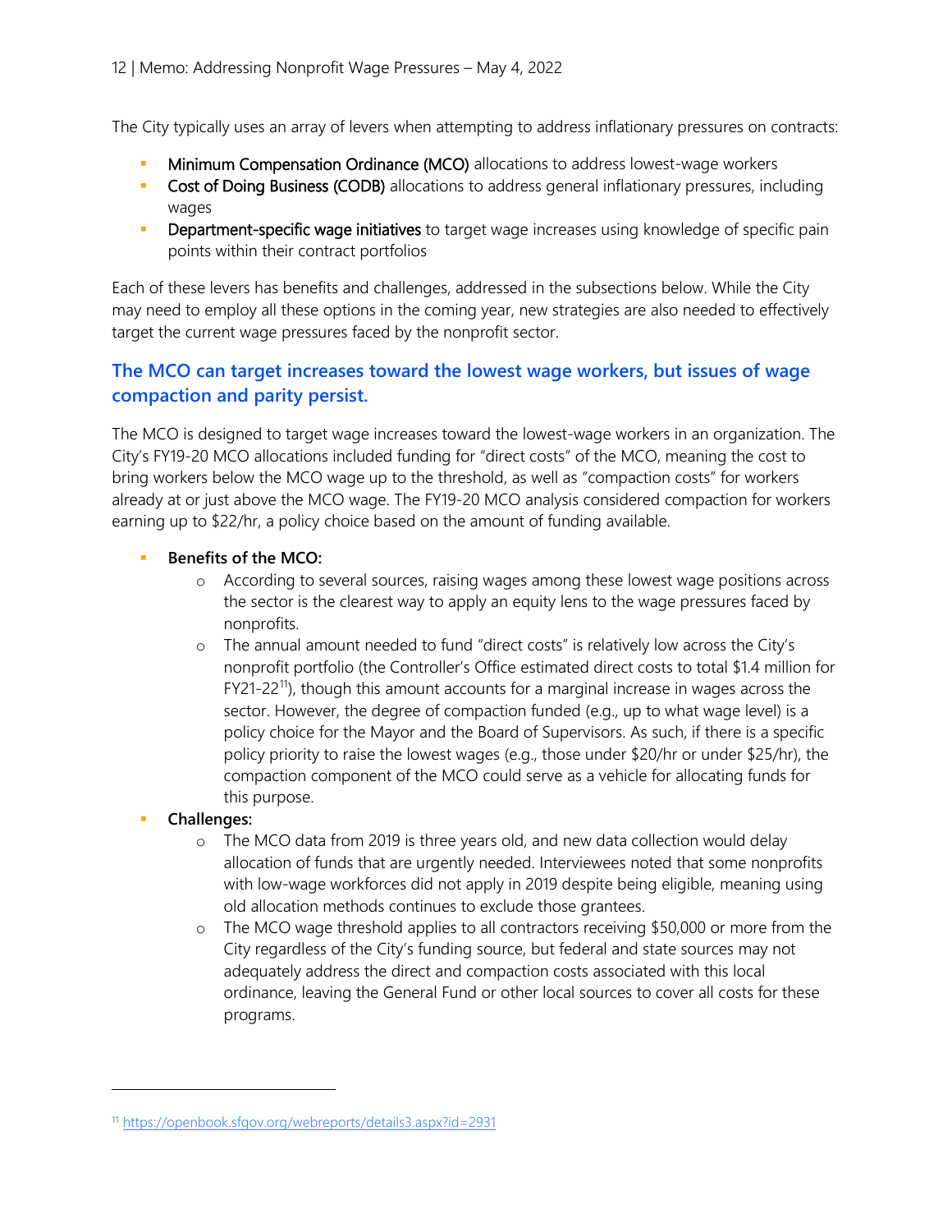The City typically uses an array of levers when attempting to address inflationary pressures on contracts:

- **Minimum Compensation Ordinance (MCO)** allocations to address lowest-wage workers
- **Cost of Doing Business (CODB)** allocations to address general inflationary pressures, including wages
- **Department-specific wage initiatives** to target wage increases using knowledge of specific pain points within their contract portfolios

Each of these levers has benefits and challenges, addressed in the subsections below. While the City may need to employ all these options in the coming year, new strategies are also needed to effectively target the current wage pressures faced by the nonprofit sector.

## The MCO can target increases toward the lowest wage workers, but issues of wage compaction and parity persist.

The MCO is designed to target wage increases toward the lowest-wage workers in an organization. The City's FY19-20 MCO allocations included funding for "direct costs" of the MCO, meaning the cost to bring workers below the MCO wage up to the threshold, as well as "compaction costs" for workers already at or just above the MCO wage. The FY19-20 MCO analysis considered compaction for workers earning up to $22/hr, a policy choice based on the amount of funding available.

- **Benefits of the MCO:**
  - According to several sources, raising wages among these lowest wage positions across the sector is the clearest way to apply an equity lens to the wage pressures faced by nonprofits.
  - The annual amount needed to fund "direct costs" is relatively low across the City's nonprofit portfolio (the Controller's Office estimated direct costs to total $1.4 million for FY21-22[11]), though this amount accounts for a marginal increase in wages across the sector. However, the degree of compaction funded (e.g., up to what wage level) is a policy choice for the Mayor and the Board of Supervisors. As such, if there is a specific policy priority to raise the lowest wages (e.g., those under $20/hr or under $25/hr), the compaction component of the MCO could serve as a vehicle for allocating funds for this purpose.
- **Challenges:**
  - The MCO data from 2019 is three years old, and new data collection would delay allocation of funds that are urgently needed. Interviewees noted that some nonprofits with low-wage workforces did not apply in 2019 despite being eligible, meaning using old allocation methods continues to exclude those grantees.
  - The MCO wage threshold applies to all contractors receiving $50,000 or more from the City regardless of the City's funding source, but federal and state sources may not adequately address the direct and compaction costs associated with this local ordinance, leaving the General Fund or other local sources to cover all costs for these programs.

[11] https://openbook.sfgov.org/webreports/details3.aspx?id=2931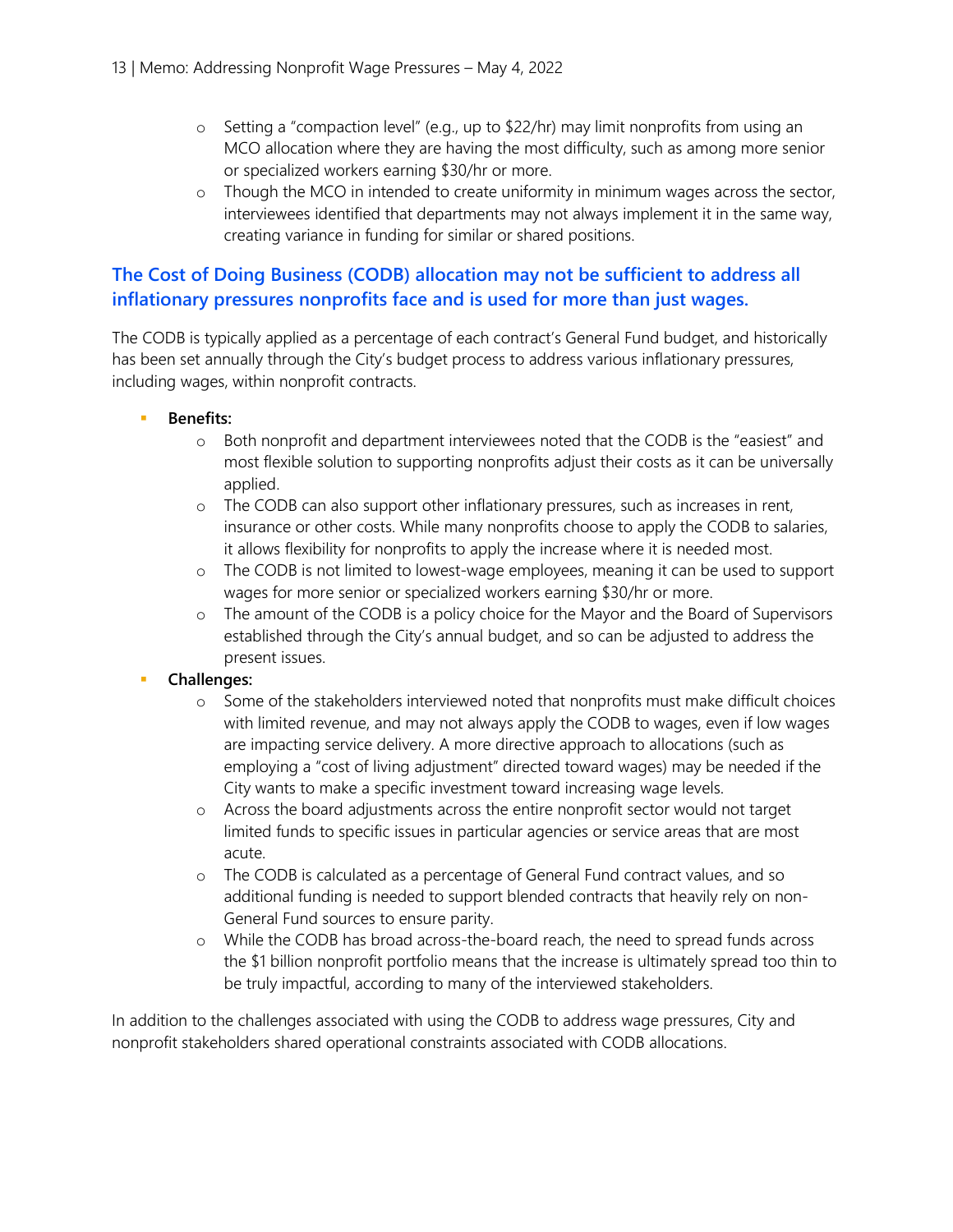- Setting a "compaction level" (e.g., up to $22/hr) may limit nonprofits from using an MCO allocation where they are having the most difficulty, such as among more senior or specialized workers earning $30/hr or more.
- Though the MCO in intended to create uniformity in minimum wages across the sector, interviewees identified that departments may not always implement it in the same way, creating variance in funding for similar or shared positions.

## The Cost of Doing Business (CODB) allocation may not be sufficient to address all inflationary pressures nonprofits face and is used for more than just wages.

The CODB is typically applied as a percentage of each contract's General Fund budget, and historically has been set annually through the City's budget process to address various inflationary pressures, including wages, within nonprofit contracts.

- **Benefits:**
  - Both nonprofit and department interviewees noted that the CODB is the "easiest" and most flexible solution to supporting nonprofits adjust their costs as it can be universally applied.
  - The CODB can also support other inflationary pressures, such as increases in rent, insurance or other costs. While many nonprofits choose to apply the CODB to salaries, it allows flexibility for nonprofits to apply the increase where it is needed most.
  - The CODB is not limited to lowest-wage employees, meaning it can be used to support wages for more senior or specialized workers earning $30/hr or more.
  - The amount of the CODB is a policy choice for the Mayor and the Board of Supervisors established through the City's annual budget, and so can be adjusted to address the present issues.
- **Challenges:**
  - Some of the stakeholders interviewed noted that nonprofits must make difficult choices with limited revenue, and may not always apply the CODB to wages, even if low wages are impacting service delivery. A more directive approach to allocations (such as employing a "cost of living adjustment" directed toward wages) may be needed if the City wants to make a specific investment toward increasing wage levels.
  - Across the board adjustments across the entire nonprofit sector would not target limited funds to specific issues in particular agencies or service areas that are most acute.
  - The CODB is calculated as a percentage of General Fund contract values, and so additional funding is needed to support blended contracts that heavily rely on non-General Fund sources to ensure parity.
  - While the CODB has broad across-the-board reach, the need to spread funds across the $1 billion nonprofit portfolio means that the increase is ultimately spread too thin to be truly impactful, according to many of the interviewed stakeholders.

In addition to the challenges associated with using the CODB to address wage pressures, City and nonprofit stakeholders shared operational constraints associated with CODB allocations.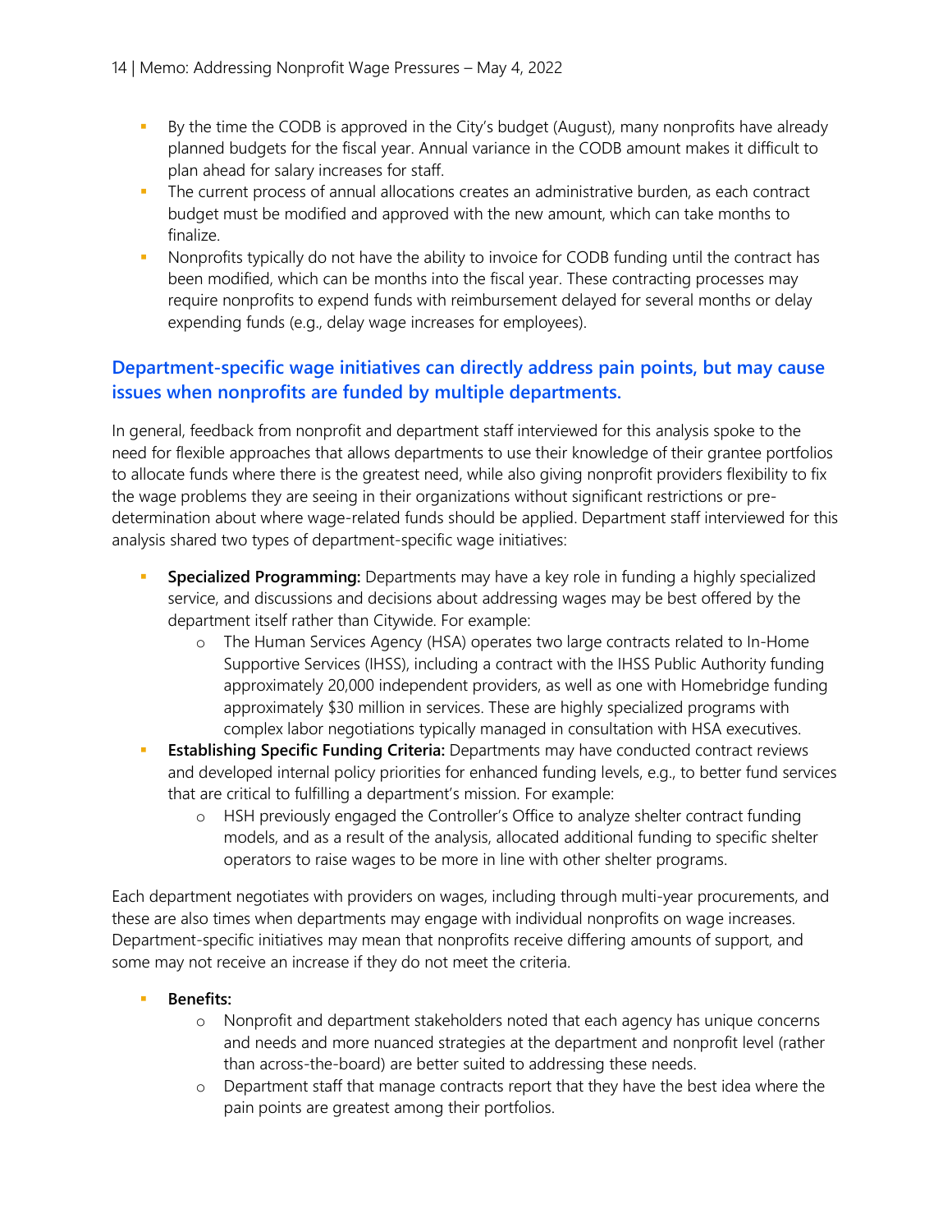- By the time the CODB is approved in the City's budget (August), many nonprofits have already planned budgets for the fiscal year. Annual variance in the CODB amount makes it difficult to plan ahead for salary increases for staff.
- The current process of annual allocations creates an administrative burden, as each contract budget must be modified and approved with the new amount, which can take months to finalize.
- Nonprofits typically do not have the ability to invoice for CODB funding until the contract has been modified, which can be months into the fiscal year. These contracting processes may require nonprofits to expend funds with reimbursement delayed for several months or delay expending funds (e.g., delay wage increases for employees).

### Department-specific wage initiatives can directly address pain points, but may cause issues when nonprofits are funded by multiple departments.

In general, feedback from nonprofit and department staff interviewed for this analysis spoke to the need for flexible approaches that allows departments to use their knowledge of their grantee portfolios to allocate funds where there is the greatest need, while also giving nonprofit providers flexibility to fix the wage problems they are seeing in their organizations without significant restrictions or pre-determination about where wage-related funds should be applied. Department staff interviewed for this analysis shared two types of department-specific wage initiatives:

- **Specialized Programming:** Departments may have a key role in funding a highly specialized service, and discussions and decisions about addressing wages may be best offered by the department itself rather than Citywide. For example:
    - The Human Services Agency (HSA) operates two large contracts related to In-Home Supportive Services (IHSS), including a contract with the IHSS Public Authority funding approximately 20,000 independent providers, as well as one with Homebridge funding approximately $30 million in services. These are highly specialized programs with complex labor negotiations typically managed in consultation with HSA executives.
- **Establishing Specific Funding Criteria:** Departments may have conducted contract reviews and developed internal policy priorities for enhanced funding levels, e.g., to better fund services that are critical to fulfilling a department's mission. For example:
    - HSH previously engaged the Controller's Office to analyze shelter contract funding models, and as a result of the analysis, allocated additional funding to specific shelter operators to raise wages to be more in line with other shelter programs.

Each department negotiates with providers on wages, including through multi-year procurements, and these are also times when departments may engage with individual nonprofits on wage increases. Department-specific initiatives may mean that nonprofits receive differing amounts of support, and some may not receive an increase if they do not meet the criteria.

- **Benefits:**
    - Nonprofit and department stakeholders noted that each agency has unique concerns and needs and more nuanced strategies at the department and nonprofit level (rather than across-the-board) are better suited to addressing these needs.
    - Department staff that manage contracts report that they have the best idea where the pain points are greatest among their portfolios.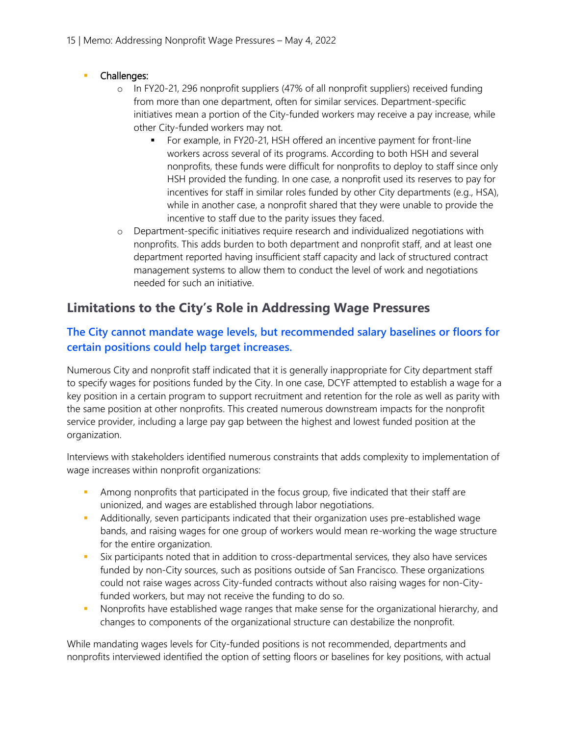- **Challenges:**
  - In FY20-21, 296 nonprofit suppliers (47% of all nonprofit suppliers) received funding from more than one department, often for similar services. Department-specific initiatives mean a portion of the City-funded workers may receive a pay increase, while other City-funded workers may not.
    - For example, in FY20-21, HSH offered an incentive payment for front-line workers across several of its programs. According to both HSH and several nonprofits, these funds were difficult for nonprofits to deploy to staff since only HSH provided the funding. In one case, a nonprofit used its reserves to pay for incentives for staff in similar roles funded by other City departments (e.g., HSA), while in another case, a nonprofit shared that they were unable to provide the incentive to staff due to the parity issues they faced.
  - Department-specific initiatives require research and individualized negotiations with nonprofits. This adds burden to both department and nonprofit staff, and at least one department reported having insufficient staff capacity and lack of structured contract management systems to allow them to conduct the level of work and negotiations needed for such an initiative.

## Limitations to the City's Role in Addressing Wage Pressures

### The City cannot mandate wage levels, but recommended salary baselines or floors for certain positions could help target increases.

Numerous City and nonprofit staff indicated that it is generally inappropriate for City department staff to specify wages for positions funded by the City. In one case, DCYF attempted to establish a wage for a key position in a certain program to support recruitment and retention for the role as well as parity with the same position at other nonprofits. This created numerous downstream impacts for the nonprofit service provider, including a large pay gap between the highest and lowest funded position at the organization.

Interviews with stakeholders identified numerous constraints that adds complexity to implementation of wage increases within nonprofit organizations:

- Among nonprofits that participated in the focus group, five indicated that their staff are unionized, and wages are established through labor negotiations.
- Additionally, seven participants indicated that their organization uses pre-established wage bands, and raising wages for one group of workers would mean re-working the wage structure for the entire organization.
- Six participants noted that in addition to cross-departmental services, they also have services funded by non-City sources, such as positions outside of San Francisco. These organizations could not raise wages across City-funded contracts without also raising wages for non-City-funded workers, but may not receive the funding to do so.
- Nonprofits have established wage ranges that make sense for the organizational hierarchy, and changes to components of the organizational structure can destabilize the nonprofit.

While mandating wages levels for City-funded positions is not recommended, departments and nonprofits interviewed identified the option of setting floors or baselines for key positions, with actual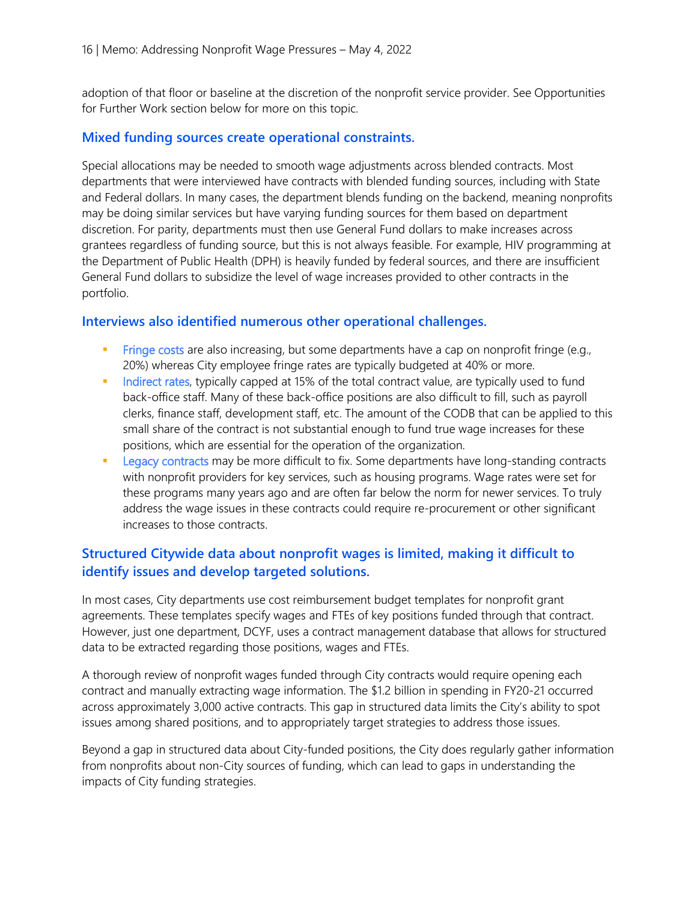adoption of that floor or baseline at the discretion of the nonprofit service provider. See Opportunities for Further Work section below for more on this topic.

### Mixed funding sources create operational constraints.

Special allocations may be needed to smooth wage adjustments across blended contracts. Most departments that were interviewed have contracts with blended funding sources, including with State and Federal dollars. In many cases, the department blends funding on the backend, meaning nonprofits may be doing similar services but have varying funding sources for them based on department discretion. For parity, departments must then use General Fund dollars to make increases across grantees regardless of funding source, but this is not always feasible. For example, HIV programming at the Department of Public Health (DPH) is heavily funded by federal sources, and there are insufficient General Fund dollars to subsidize the level of wage increases provided to other contracts in the portfolio.

### Interviews also identified numerous other operational challenges.

- Fringe costs are also increasing, but some departments have a cap on nonprofit fringe (e.g., 20%) whereas City employee fringe rates are typically budgeted at 40% or more.
- Indirect rates, typically capped at 15% of the total contract value, are typically used to fund back-office staff. Many of these back-office positions are also difficult to fill, such as payroll clerks, finance staff, development staff, etc. The amount of the CODB that can be applied to this small share of the contract is not substantial enough to fund true wage increases for these positions, which are essential for the operation of the organization.
- Legacy contracts may be more difficult to fix. Some departments have long-standing contracts with nonprofit providers for key services, such as housing programs. Wage rates were set for these programs many years ago and are often far below the norm for newer services. To truly address the wage issues in these contracts could require re-procurement or other significant increases to those contracts.

### Structured Citywide data about nonprofit wages is limited, making it difficult to identify issues and develop targeted solutions.

In most cases, City departments use cost reimbursement budget templates for nonprofit grant agreements. These templates specify wages and FTEs of key positions funded through that contract. However, just one department, DCYF, uses a contract management database that allows for structured data to be extracted regarding those positions, wages and FTEs.

A thorough review of nonprofit wages funded through City contracts would require opening each contract and manually extracting wage information. The $1.2 billion in spending in FY20-21 occurred across approximately 3,000 active contracts. This gap in structured data limits the City's ability to spot issues among shared positions, and to appropriately target strategies to address those issues.

Beyond a gap in structured data about City-funded positions, the City does regularly gather information from nonprofits about non-City sources of funding, which can lead to gaps in understanding the impacts of City funding strategies.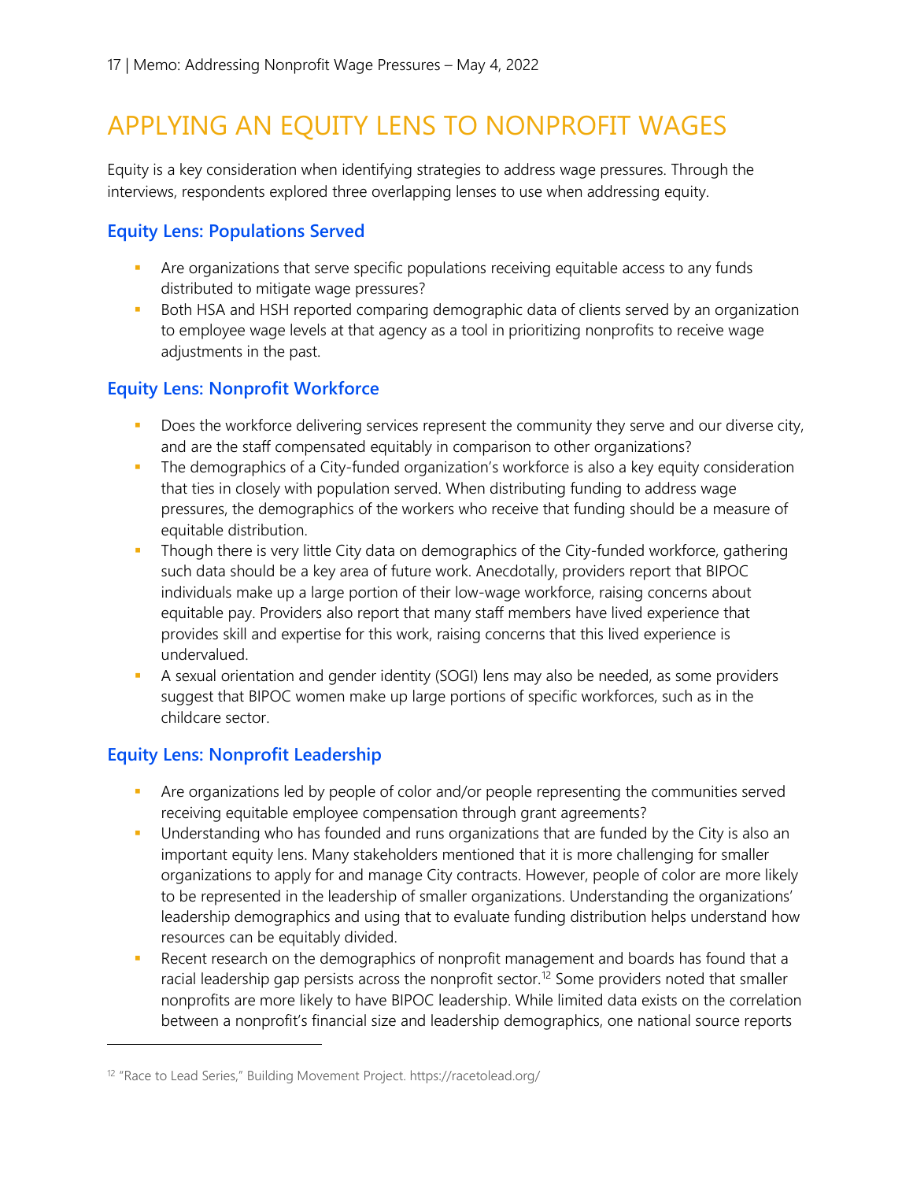# APPLYING AN EQUITY LENS TO NONPROFIT WAGES

Equity is a key consideration when identifying strategies to address wage pressures. Through the interviews, respondents explored three overlapping lenses to use when addressing equity.

## Equity Lens: Populations Served

- Are organizations that serve specific populations receiving equitable access to any funds distributed to mitigate wage pressures?
- Both HSA and HSH reported comparing demographic data of clients served by an organization to employee wage levels at that agency as a tool in prioritizing nonprofits to receive wage adjustments in the past.

## Equity Lens: Nonprofit Workforce

- Does the workforce delivering services represent the community they serve and our diverse city, and are the staff compensated equitably in comparison to other organizations?
- The demographics of a City-funded organization's workforce is also a key equity consideration that ties in closely with population served. When distributing funding to address wage pressures, the demographics of the workers who receive that funding should be a measure of equitable distribution.
- Though there is very little City data on demographics of the City-funded workforce, gathering such data should be a key area of future work. Anecdotally, providers report that BIPOC individuals make up a large portion of their low-wage workforce, raising concerns about equitable pay. Providers also report that many staff members have lived experience that provides skill and expertise for this work, raising concerns that this lived experience is undervalued.
- A sexual orientation and gender identity (SOGI) lens may also be needed, as some providers suggest that BIPOC women make up large portions of specific workforces, such as in the childcare sector.

## Equity Lens: Nonprofit Leadership

- Are organizations led by people of color and/or people representing the communities served receiving equitable employee compensation through grant agreements?
- Understanding who has founded and runs organizations that are funded by the City is also an important equity lens. Many stakeholders mentioned that it is more challenging for smaller organizations to apply for and manage City contracts. However, people of color are more likely to be represented in the leadership of smaller organizations. Understanding the organizations' leadership demographics and using that to evaluate funding distribution helps understand how resources can be equitably divided.
- Recent research on the demographics of nonprofit management and boards has found that a racial leadership gap persists across the nonprofit sector.[12] Some providers noted that smaller nonprofits are more likely to have BIPOC leadership. While limited data exists on the correlation between a nonprofit's financial size and leadership demographics, one national source reports

[12] "Race to Lead Series," Building Movement Project. https://racetolead.org/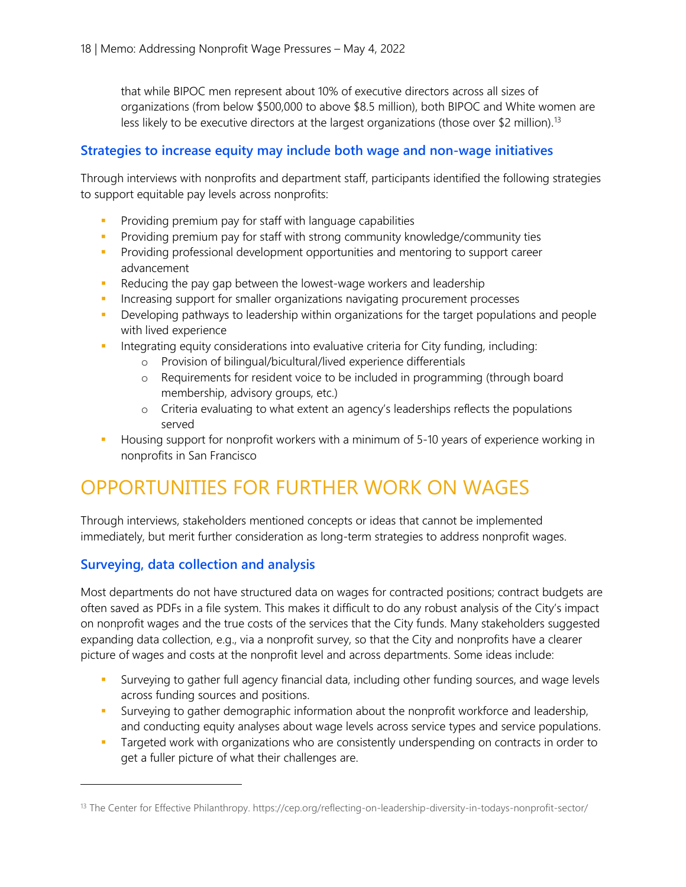that while BIPOC men represent about 10% of executive directors across all sizes of organizations (from below $500,000 to above $8.5 million), both BIPOC and White women are less likely to be executive directors at the largest organizations (those over $2 million).[13]

### Strategies to increase equity may include both wage and non-wage initiatives

Through interviews with nonprofits and department staff, participants identified the following strategies to support equitable pay levels across nonprofits:

- Providing premium pay for staff with language capabilities
- Providing premium pay for staff with strong community knowledge/community ties
- Providing professional development opportunities and mentoring to support career advancement
- Reducing the pay gap between the lowest-wage workers and leadership
- Increasing support for smaller organizations navigating procurement processes
- Developing pathways to leadership within organizations for the target populations and people with lived experience
- Integrating equity considerations into evaluative criteria for City funding, including:
    - Provision of bilingual/bicultural/lived experience differentials
    - Requirements for resident voice to be included in programming (through board membership, advisory groups, etc.)
    - Criteria evaluating to what extent an agency's leaderships reflects the populations served
- Housing support for nonprofit workers with a minimum of 5-10 years of experience working in nonprofits in San Francisco

## OPPORTUNITIES FOR FURTHER WORK ON WAGES

Through interviews, stakeholders mentioned concepts or ideas that cannot be implemented immediately, but merit further consideration as long-term strategies to address nonprofit wages.

### Surveying, data collection and analysis

Most departments do not have structured data on wages for contracted positions; contract budgets are often saved as PDFs in a file system. This makes it difficult to do any robust analysis of the City's impact on nonprofit wages and the true costs of the services that the City funds. Many stakeholders suggested expanding data collection, e.g., via a nonprofit survey, so that the City and nonprofits have a clearer picture of wages and costs at the nonprofit level and across departments. Some ideas include:

- Surveying to gather full agency financial data, including other funding sources, and wage levels across funding sources and positions.
- Surveying to gather demographic information about the nonprofit workforce and leadership, and conducting equity analyses about wage levels across service types and service populations.
- Targeted work with organizations who are consistently underspending on contracts in order to get a fuller picture of what their challenges are.

---

[13] The Center for Effective Philanthropy. https://cep.org/reflecting-on-leadership-diversity-in-todays-nonprofit-sector/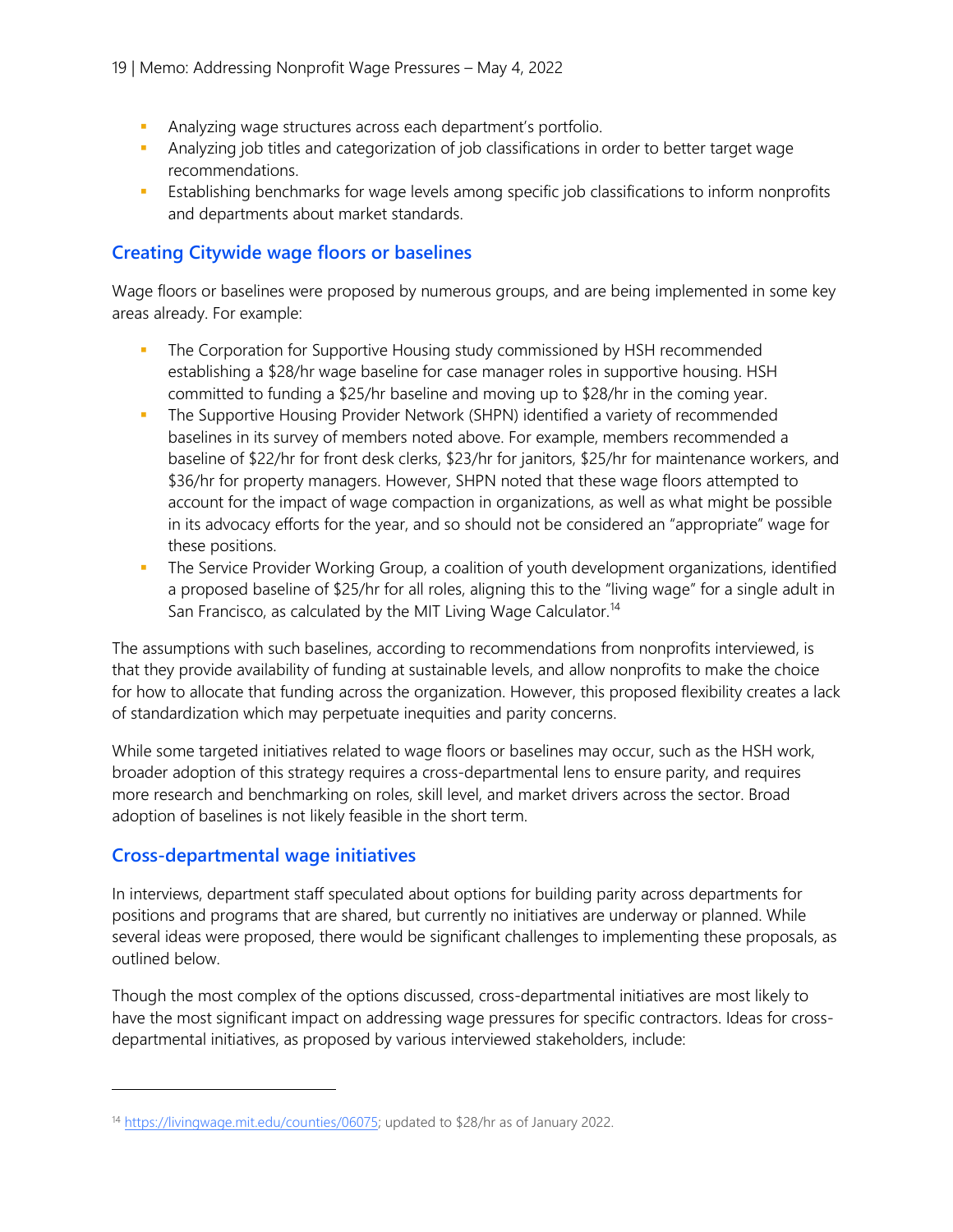- Analyzing wage structures across each department's portfolio.
- Analyzing job titles and categorization of job classifications in order to better target wage recommendations.
- Establishing benchmarks for wage levels among specific job classifications to inform nonprofits and departments about market standards.

## Creating Citywide wage floors or baselines

Wage floors or baselines were proposed by numerous groups, and are being implemented in some key areas already. For example:

- The Corporation for Supportive Housing study commissioned by HSH recommended establishing a $28/hr wage baseline for case manager roles in supportive housing. HSH committed to funding a $25/hr baseline and moving up to $28/hr in the coming year.
- The Supportive Housing Provider Network (SHPN) identified a variety of recommended baselines in its survey of members noted above. For example, members recommended a baseline of $22/hr for front desk clerks, $23/hr for janitors, $25/hr for maintenance workers, and $36/hr for property managers. However, SHPN noted that these wage floors attempted to account for the impact of wage compaction in organizations, as well as what might be possible in its advocacy efforts for the year, and so should not be considered an "appropriate" wage for these positions.
- The Service Provider Working Group, a coalition of youth development organizations, identified a proposed baseline of $25/hr for all roles, aligning this to the "living wage" for a single adult in San Francisco, as calculated by the MIT Living Wage Calculator.[14]

The assumptions with such baselines, according to recommendations from nonprofits interviewed, is that they provide availability of funding at sustainable levels, and allow nonprofits to make the choice for how to allocate that funding across the organization. However, this proposed flexibility creates a lack of standardization which may perpetuate inequities and parity concerns.

While some targeted initiatives related to wage floors or baselines may occur, such as the HSH work, broader adoption of this strategy requires a cross-departmental lens to ensure parity, and requires more research and benchmarking on roles, skill level, and market drivers across the sector. Broad adoption of baselines is not likely feasible in the short term.

## Cross-departmental wage initiatives

In interviews, department staff speculated about options for building parity across departments for positions and programs that are shared, but currently no initiatives are underway or planned. While several ideas were proposed, there would be significant challenges to implementing these proposals, as outlined below.

Though the most complex of the options discussed, cross-departmental initiatives are most likely to have the most significant impact on addressing wage pressures for specific contractors. Ideas for cross-departmental initiatives, as proposed by various interviewed stakeholders, include:

---

[14] https://livingwage.mit.edu/counties/06075; updated to $28/hr as of January 2022.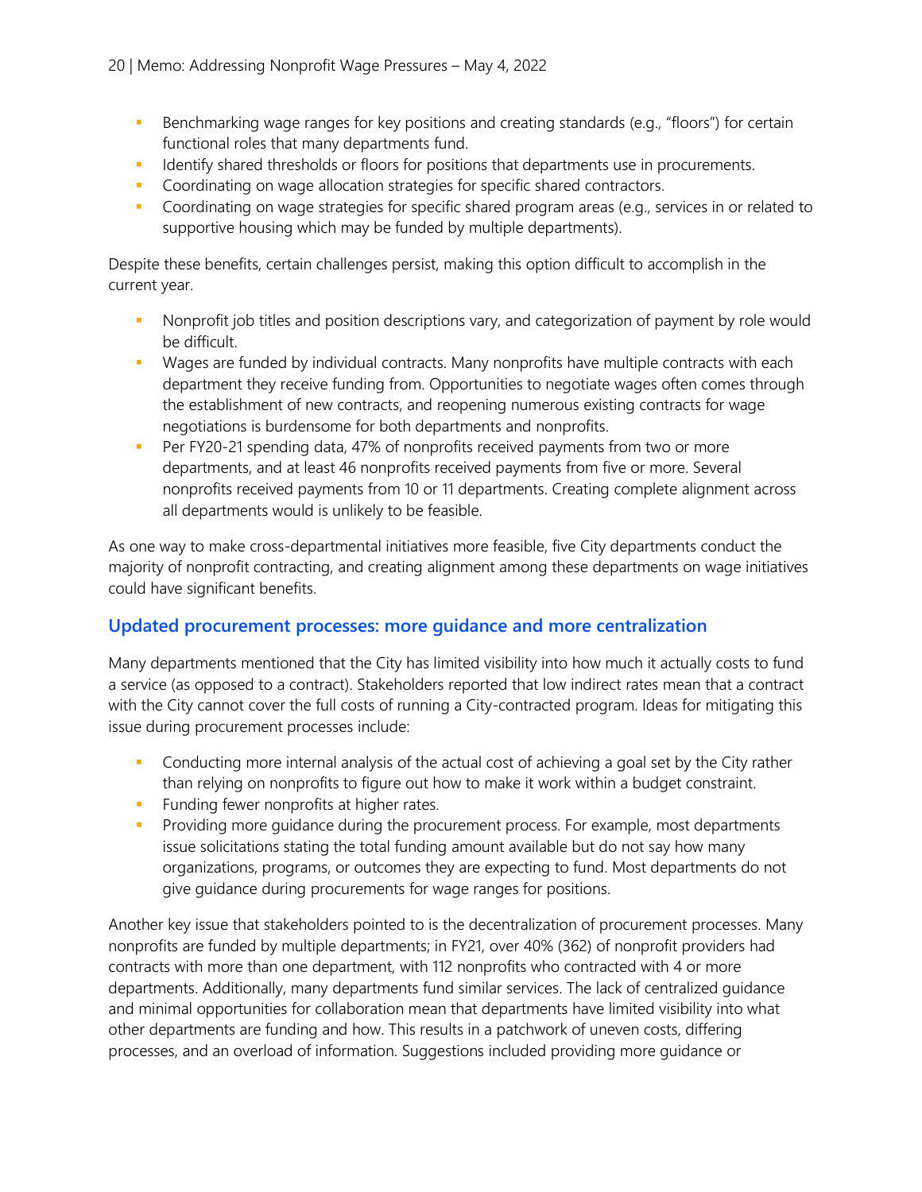- Benchmarking wage ranges for key positions and creating standards (e.g., "floors") for certain functional roles that many departments fund.
- Identify shared thresholds or floors for positions that departments use in procurements.
- Coordinating on wage allocation strategies for specific shared contractors.
- Coordinating on wage strategies for specific shared program areas (e.g., services in or related to supportive housing which may be funded by multiple departments).

Despite these benefits, certain challenges persist, making this option difficult to accomplish in the current year.

- Nonprofit job titles and position descriptions vary, and categorization of payment by role would be difficult.
- Wages are funded by individual contracts. Many nonprofits have multiple contracts with each department they receive funding from. Opportunities to negotiate wages often comes through the establishment of new contracts, and reopening numerous existing contracts for wage negotiations is burdensome for both departments and nonprofits.
- Per FY20-21 spending data, 47% of nonprofits received payments from two or more departments, and at least 46 nonprofits received payments from five or more. Several nonprofits received payments from 10 or 11 departments. Creating complete alignment across all departments would is unlikely to be feasible.

As one way to make cross-departmental initiatives more feasible, five City departments conduct the majority of nonprofit contracting, and creating alignment among these departments on wage initiatives could have significant benefits.

## Updated procurement processes: more guidance and more centralization

Many departments mentioned that the City has limited visibility into how much it actually costs to fund a service (as opposed to a contract). Stakeholders reported that low indirect rates mean that a contract with the City cannot cover the full costs of running a City-contracted program. Ideas for mitigating this issue during procurement processes include:

- Conducting more internal analysis of the actual cost of achieving a goal set by the City rather than relying on nonprofits to figure out how to make it work within a budget constraint.
- Funding fewer nonprofits at higher rates.
- Providing more guidance during the procurement process. For example, most departments issue solicitations stating the total funding amount available but do not say how many organizations, programs, or outcomes they are expecting to fund. Most departments do not give guidance during procurements for wage ranges for positions.

Another key issue that stakeholders pointed to is the decentralization of procurement processes. Many nonprofits are funded by multiple departments; in FY21, over 40% (362) of nonprofit providers had contracts with more than one department, with 112 nonprofits who contracted with 4 or more departments. Additionally, many departments fund similar services. The lack of centralized guidance and minimal opportunities for collaboration mean that departments have limited visibility into what other departments are funding and how. This results in a patchwork of uneven costs, differing processes, and an overload of information. Suggestions included providing more guidance or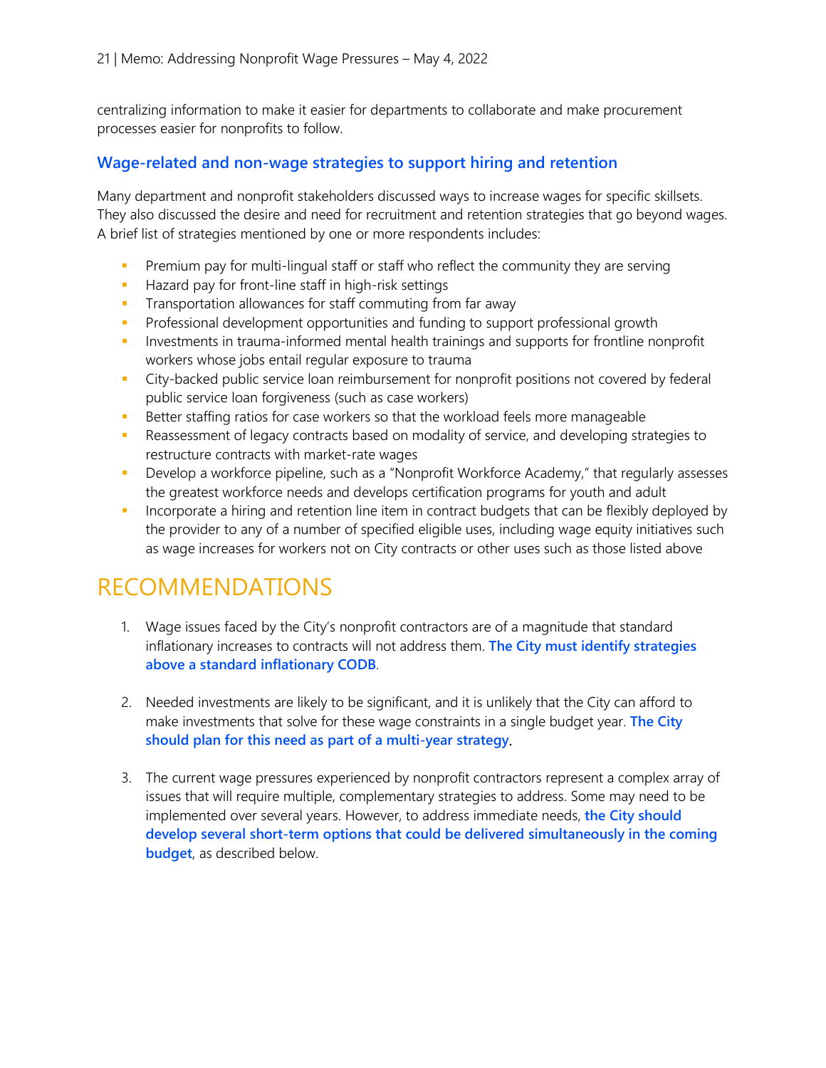centralizing information to make it easier for departments to collaborate and make procurement processes easier for nonprofits to follow.

### Wage-related and non-wage strategies to support hiring and retention

Many department and nonprofit stakeholders discussed ways to increase wages for specific skillsets. They also discussed the desire and need for recruitment and retention strategies that go beyond wages. A brief list of strategies mentioned by one or more respondents includes:

- Premium pay for multi-lingual staff or staff who reflect the community they are serving
- Hazard pay for front-line staff in high-risk settings
- Transportation allowances for staff commuting from far away
- Professional development opportunities and funding to support professional growth
- Investments in trauma-informed mental health trainings and supports for frontline nonprofit workers whose jobs entail regular exposure to trauma
- City-backed public service loan reimbursement for nonprofit positions not covered by federal public service loan forgiveness (such as case workers)
- Better staffing ratios for case workers so that the workload feels more manageable
- Reassessment of legacy contracts based on modality of service, and developing strategies to restructure contracts with market-rate wages
- Develop a workforce pipeline, such as a "Nonprofit Workforce Academy," that regularly assesses the greatest workforce needs and develops certification programs for youth and adult
- Incorporate a hiring and retention line item in contract budgets that can be flexibly deployed by the provider to any of a number of specified eligible uses, including wage equity initiatives such as wage increases for workers not on City contracts or other uses such as those listed above

# RECOMMENDATIONS

1. Wage issues faced by the City's nonprofit contractors are of a magnitude that standard inflationary increases to contracts will not address them. **The City must identify strategies above a standard inflationary CODB**.

2. Needed investments are likely to be significant, and it is unlikely that the City can afford to make investments that solve for these wage constraints in a single budget year. **The City should plan for this need as part of a multi-year strategy**.

3. The current wage pressures experienced by nonprofit contractors represent a complex array of issues that will require multiple, complementary strategies to address. Some may need to be implemented over several years. However, to address immediate needs, **the City should develop several short-term options that could be delivered simultaneously in the coming budget**, as described below.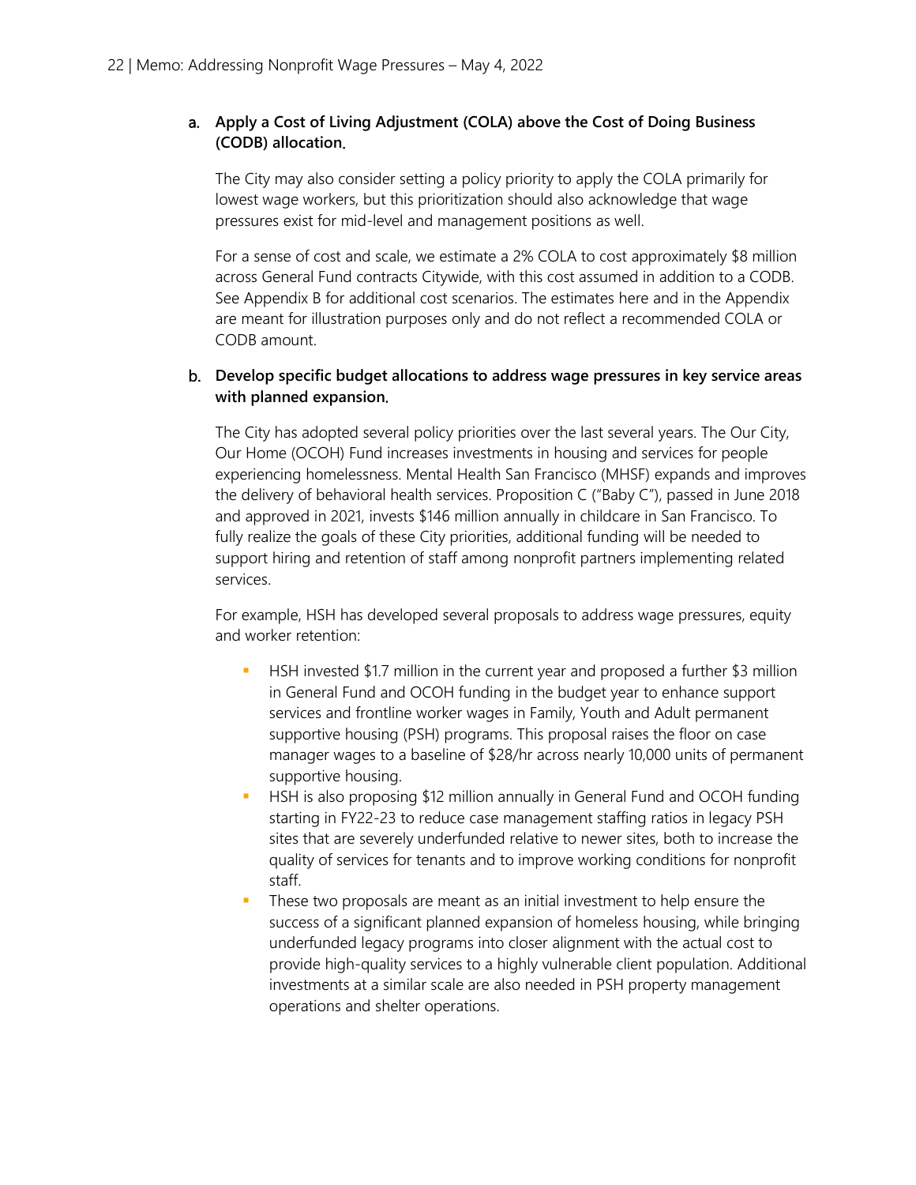a. **Apply a Cost of Living Adjustment (COLA) above the Cost of Doing Business (CODB) allocation.**

The City may also consider setting a policy priority to apply the COLA primarily for lowest wage workers, but this prioritization should also acknowledge that wage pressures exist for mid-level and management positions as well.

For a sense of cost and scale, we estimate a 2% COLA to cost approximately $8 million across General Fund contracts Citywide, with this cost assumed in addition to a CODB. See Appendix B for additional cost scenarios. The estimates here and in the Appendix are meant for illustration purposes only and do not reflect a recommended COLA or CODB amount.

b. **Develop specific budget allocations to address wage pressures in key service areas with planned expansion.**

The City has adopted several policy priorities over the last several years. The Our City, Our Home (OCOH) Fund increases investments in housing and services for people experiencing homelessness. Mental Health San Francisco (MHSF) expands and improves the delivery of behavioral health services. Proposition C ("Baby C"), passed in June 2018 and approved in 2021, invests $146 million annually in childcare in San Francisco. To fully realize the goals of these City priorities, additional funding will be needed to support hiring and retention of staff among nonprofit partners implementing related services.

For example, HSH has developed several proposals to address wage pressures, equity and worker retention:

- HSH invested $1.7 million in the current year and proposed a further $3 million in General Fund and OCOH funding in the budget year to enhance support services and frontline worker wages in Family, Youth and Adult permanent supportive housing (PSH) programs. This proposal raises the floor on case manager wages to a baseline of $28/hr across nearly 10,000 units of permanent supportive housing.
- HSH is also proposing $12 million annually in General Fund and OCOH funding starting in FY22-23 to reduce case management staffing ratios in legacy PSH sites that are severely underfunded relative to newer sites, both to increase the quality of services for tenants and to improve working conditions for nonprofit staff.
- These two proposals are meant as an initial investment to help ensure the success of a significant planned expansion of homeless housing, while bringing underfunded legacy programs into closer alignment with the actual cost to provide high-quality services to a highly vulnerable client population. Additional investments at a similar scale are also needed in PSH property management operations and shelter operations.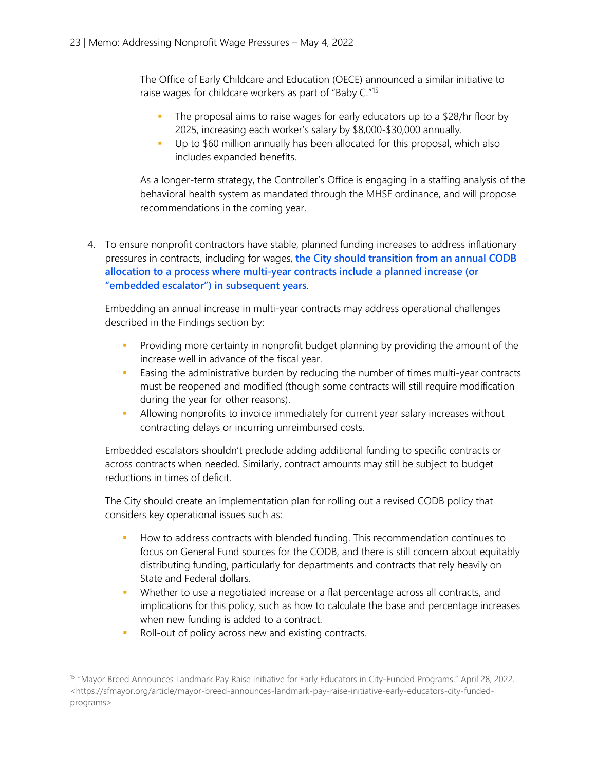The Office of Early Childcare and Education (OECE) announced a similar initiative to raise wages for childcare workers as part of "Baby C."[15]

- The proposal aims to raise wages for early educators up to a $28/hr floor by 2025, increasing each worker's salary by $8,000-$30,000 annually.
- Up to $60 million annually has been allocated for this proposal, which also includes expanded benefits.

As a longer-term strategy, the Controller's Office is engaging in a staffing analysis of the behavioral health system as mandated through the MHSF ordinance, and will propose recommendations in the coming year.

4. To ensure nonprofit contractors have stable, planned funding increases to address inflationary pressures in contracts, including for wages, **the City should transition from an annual CODB allocation to a process where multi-year contracts include a planned increase (or "embedded escalator") in subsequent years**.

   Embedding an annual increase in multi-year contracts may address operational challenges described in the Findings section by:

   - Providing more certainty in nonprofit budget planning by providing the amount of the increase well in advance of the fiscal year.
   - Easing the administrative burden by reducing the number of times multi-year contracts must be reopened and modified (though some contracts will still require modification during the year for other reasons).
   - Allowing nonprofits to invoice immediately for current year salary increases without contracting delays or incurring unreimbursed costs.

   Embedded escalators shouldn't preclude adding additional funding to specific contracts or across contracts when needed. Similarly, contract amounts may still be subject to budget reductions in times of deficit.

   The City should create an implementation plan for rolling out a revised CODB policy that considers key operational issues such as:

   - How to address contracts with blended funding. This recommendation continues to focus on General Fund sources for the CODB, and there is still concern about equitably distributing funding, particularly for departments and contracts that rely heavily on State and Federal dollars.
   - Whether to use a negotiated increase or a flat percentage across all contracts, and implications for this policy, such as how to calculate the base and percentage increases when new funding is added to a contract.
   - Roll-out of policy across new and existing contracts.

[15] "Mayor Breed Announces Landmark Pay Raise Initiative for Early Educators in City-Funded Programs." April 28, 2022. <https://sfmayor.org/article/mayor-breed-announces-landmark-pay-raise-initiative-early-educators-city-funded-programs>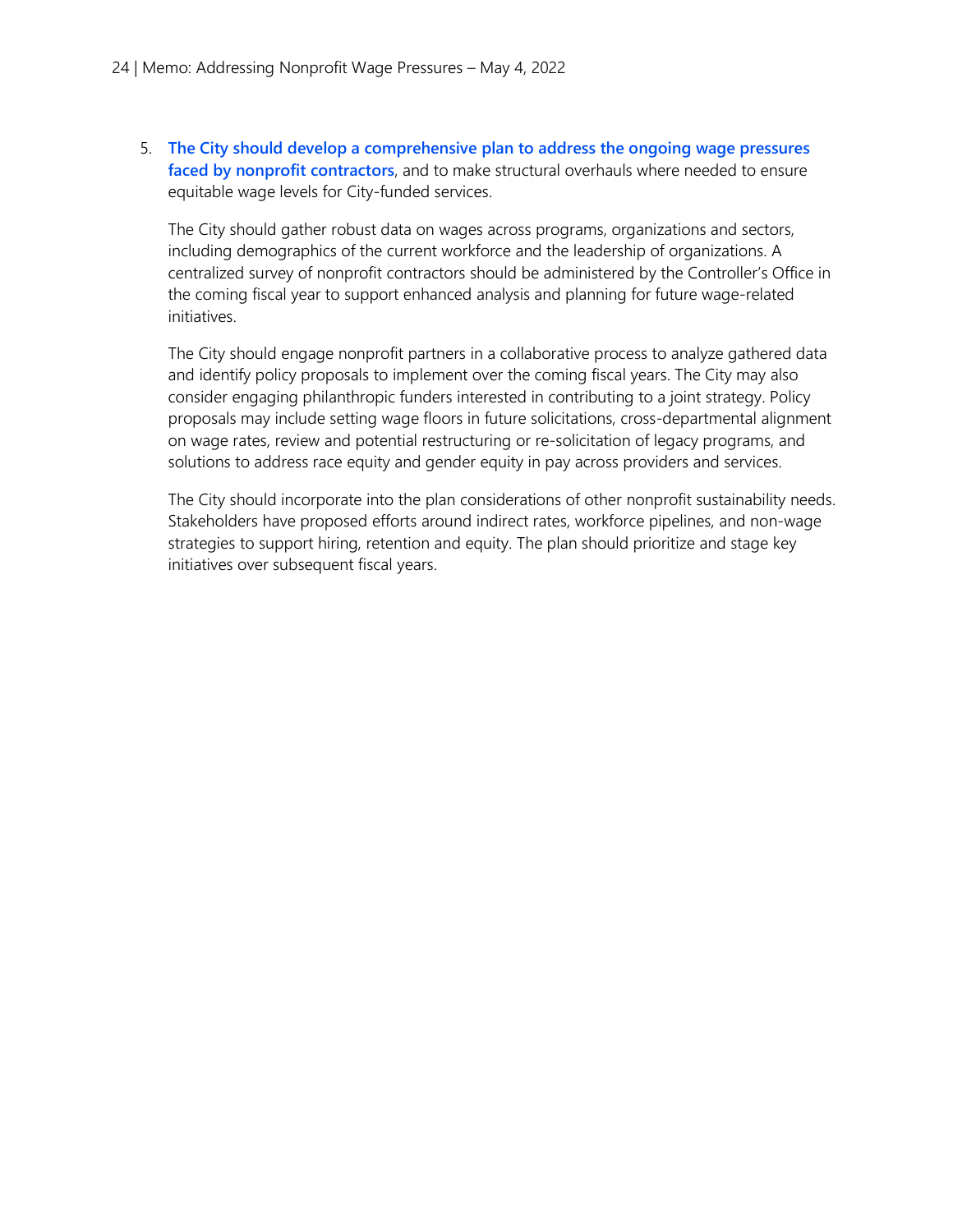5. **The City should develop a comprehensive plan to address the ongoing wage pressures faced by nonprofit contractors**, and to make structural overhauls where needed to ensure equitable wage levels for City-funded services.

   The City should gather robust data on wages across programs, organizations and sectors, including demographics of the current workforce and the leadership of organizations. A centralized survey of nonprofit contractors should be administered by the Controller's Office in the coming fiscal year to support enhanced analysis and planning for future wage-related initiatives.

   The City should engage nonprofit partners in a collaborative process to analyze gathered data and identify policy proposals to implement over the coming fiscal years. The City may also consider engaging philanthropic funders interested in contributing to a joint strategy. Policy proposals may include setting wage floors in future solicitations, cross-departmental alignment on wage rates, review and potential restructuring or re-solicitation of legacy programs, and solutions to address race equity and gender equity in pay across providers and services.

   The City should incorporate into the plan considerations of other nonprofit sustainability needs. Stakeholders have proposed efforts around indirect rates, workforce pipelines, and non-wage strategies to support hiring, retention and equity. The plan should prioritize and stage key initiatives over subsequent fiscal years.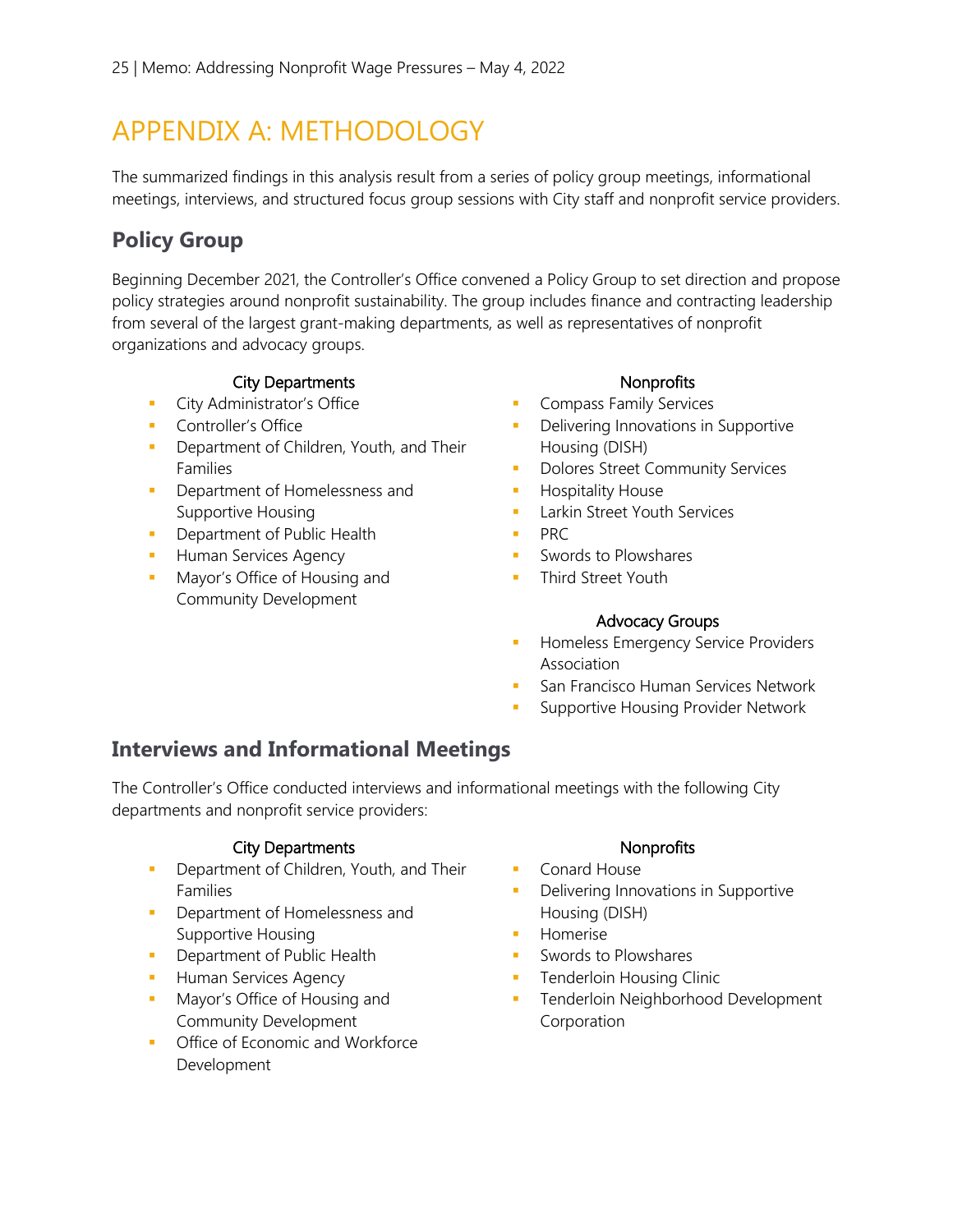# APPENDIX A: METHODOLOGY

The summarized findings in this analysis result from a series of policy group meetings, informational meetings, interviews, and structured focus group sessions with City staff and nonprofit service providers.

## Policy Group

Beginning December 2021, the Controller's Office convened a Policy Group to set direction and propose policy strategies around nonprofit sustainability. The group includes finance and contracting leadership from several of the largest grant-making departments, as well as representatives of nonprofit organizations and advocacy groups.

**City Departments**

- City Administrator's Office
- Controller's Office
- Department of Children, Youth, and Their Families
- Department of Homelessness and Supportive Housing
- Department of Public Health
- Human Services Agency
- Mayor's Office of Housing and Community Development

**Nonprofits**

- Compass Family Services
- Delivering Innovations in Supportive Housing (DISH)
- Dolores Street Community Services
- Hospitality House
- Larkin Street Youth Services
- PRC
- Swords to Plowshares
- Third Street Youth

**Advocacy Groups**

- Homeless Emergency Service Providers Association
- San Francisco Human Services Network
- Supportive Housing Provider Network

## Interviews and Informational Meetings

The Controller's Office conducted interviews and informational meetings with the following City departments and nonprofit service providers:

**City Departments**

- Department of Children, Youth, and Their Families
- Department of Homelessness and Supportive Housing
- Department of Public Health
- Human Services Agency
- Mayor's Office of Housing and Community Development
- Office of Economic and Workforce Development

**Nonprofits**

- Conard House
- Delivering Innovations in Supportive Housing (DISH)
- Homerise
- Swords to Plowshares
- Tenderloin Housing Clinic
- Tenderloin Neighborhood Development Corporation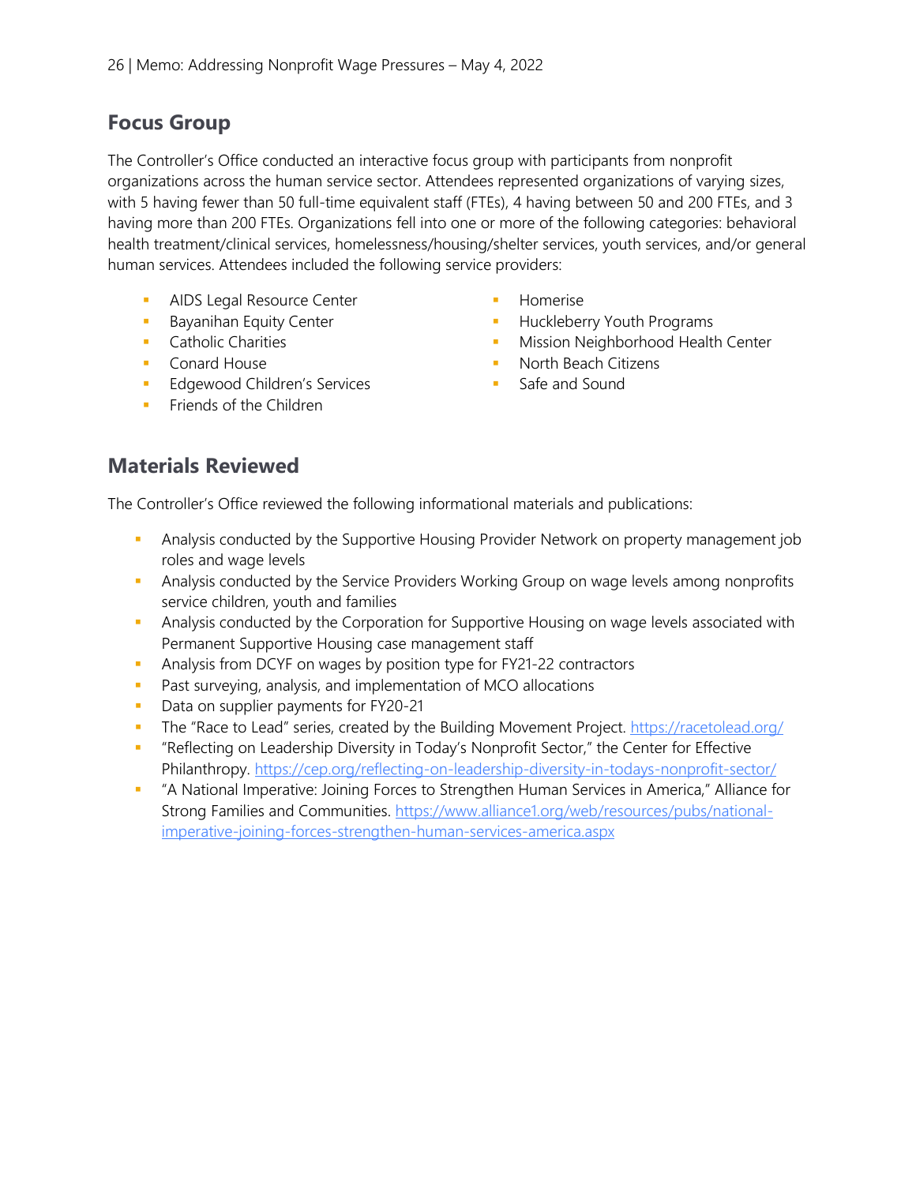## Focus Group

The Controller's Office conducted an interactive focus group with participants from nonprofit organizations across the human service sector. Attendees represented organizations of varying sizes, with 5 having fewer than 50 full-time equivalent staff (FTEs), 4 having between 50 and 200 FTEs, and 3 having more than 200 FTEs. Organizations fell into one or more of the following categories: behavioral health treatment/clinical services, homelessness/housing/shelter services, youth services, and/or general human services. Attendees included the following service providers:

- AIDS Legal Resource Center
- Bayanihan Equity Center
- Catholic Charities
- Conard House
- Edgewood Children's Services
- Friends of the Children
- Homerise
- Huckleberry Youth Programs
- Mission Neighborhood Health Center
- North Beach Citizens
- Safe and Sound

## Materials Reviewed

The Controller's Office reviewed the following informational materials and publications:

- Analysis conducted by the Supportive Housing Provider Network on property management job roles and wage levels
- Analysis conducted by the Service Providers Working Group on wage levels among nonprofits service children, youth and families
- Analysis conducted by the Corporation for Supportive Housing on wage levels associated with Permanent Supportive Housing case management staff
- Analysis from DCYF on wages by position type for FY21-22 contractors
- Past surveying, analysis, and implementation of MCO allocations
- Data on supplier payments for FY20-21
- The "Race to Lead" series, created by the Building Movement Project. https://racetolead.org/
- "Reflecting on Leadership Diversity in Today's Nonprofit Sector," the Center for Effective Philanthropy. https://cep.org/reflecting-on-leadership-diversity-in-todays-nonprofit-sector/
- "A National Imperative: Joining Forces to Strengthen Human Services in America," Alliance for Strong Families and Communities. https://www.alliance1.org/web/resources/pubs/national-imperative-joining-forces-strengthen-human-services-america.aspx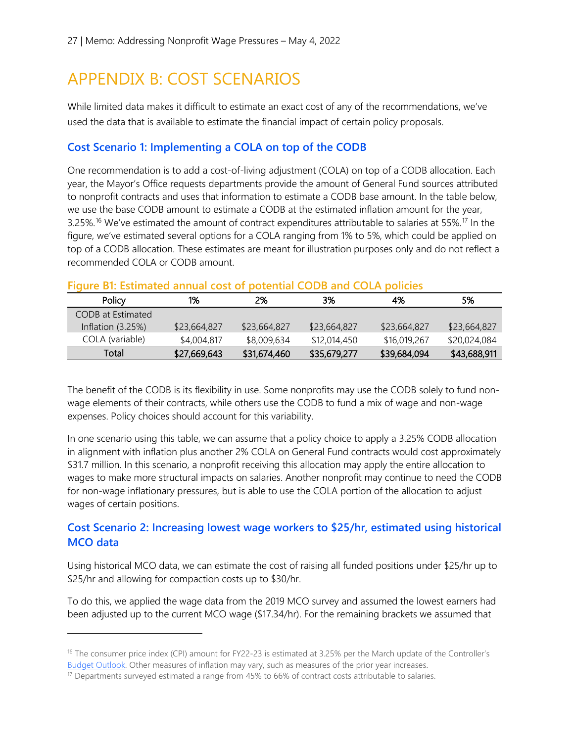# APPENDIX B: COST SCENARIOS

While limited data makes it difficult to estimate an exact cost of any of the recommendations, we've used the data that is available to estimate the financial impact of certain policy proposals.

### Cost Scenario 1: Implementing a COLA on top of the CODB

One recommendation is to add a cost-of-living adjustment (COLA) on top of a CODB allocation. Each year, the Mayor's Office requests departments provide the amount of General Fund sources attributed to nonprofit contracts and uses that information to estimate a CODB base amount. In the table below, we use the base CODB amount to estimate a CODB at the estimated inflation amount for the year, 3.25%.[16] We've estimated the amount of contract expenditures attributable to salaries at 55%.[17] In the figure, we've estimated several options for a COLA ranging from 1% to 5%, which could be applied on top of a CODB allocation. These estimates are meant for illustration purposes only and do not reflect a recommended COLA or CODB amount.

**Figure B1: Estimated annual cost of potential CODB and COLA policies**

| Policy | 1% | 2% | 3% | 4% | 5% |
|---|---|---|---|---|---|
| CODB at Estimated Inflation (3.25%) | $23,664,827 | $23,664,827 | $23,664,827 | $23,664,827 | $23,664,827 |
| COLA (variable) | $4,004,817 | $8,009,634 | $12,014,450 | $16,019,267 | $20,024,084 |
| **Total** | **$27,669,643** | **$31,674,460** | **$35,679,277** | **$39,684,094** | **$43,688,911** |

The benefit of the CODB is its flexibility in use. Some nonprofits may use the CODB solely to fund non-wage elements of their contracts, while others use the CODB to fund a mix of wage and non-wage expenses. Policy choices should account for this variability.

In one scenario using this table, we can assume that a policy choice to apply a 3.25% CODB allocation in alignment with inflation plus another 2% COLA on General Fund contracts would cost approximately $31.7 million. In this scenario, a nonprofit receiving this allocation may apply the entire allocation to wages to make more structural impacts on salaries. Another nonprofit may continue to need the CODB for non-wage inflationary pressures, but is able to use the COLA portion of the allocation to adjust wages of certain positions.

### Cost Scenario 2: Increasing lowest wage workers to $25/hr, estimated using historical MCO data

Using historical MCO data, we can estimate the cost of raising all funded positions under $25/hr up to $25/hr and allowing for compaction costs up to $30/hr.

To do this, we applied the wage data from the 2019 MCO survey and assumed the lowest earners had been adjusted up to the current MCO wage ($17.34/hr). For the remaining brackets we assumed that

---

[16] The consumer price index (CPI) amount for FY22-23 is estimated at 3.25% per the March update of the Controller's Budget Outlook. Other measures of inflation may vary, such as measures of the prior year increases.

[17] Departments surveyed estimated a range from 45% to 66% of contract costs attributable to salaries.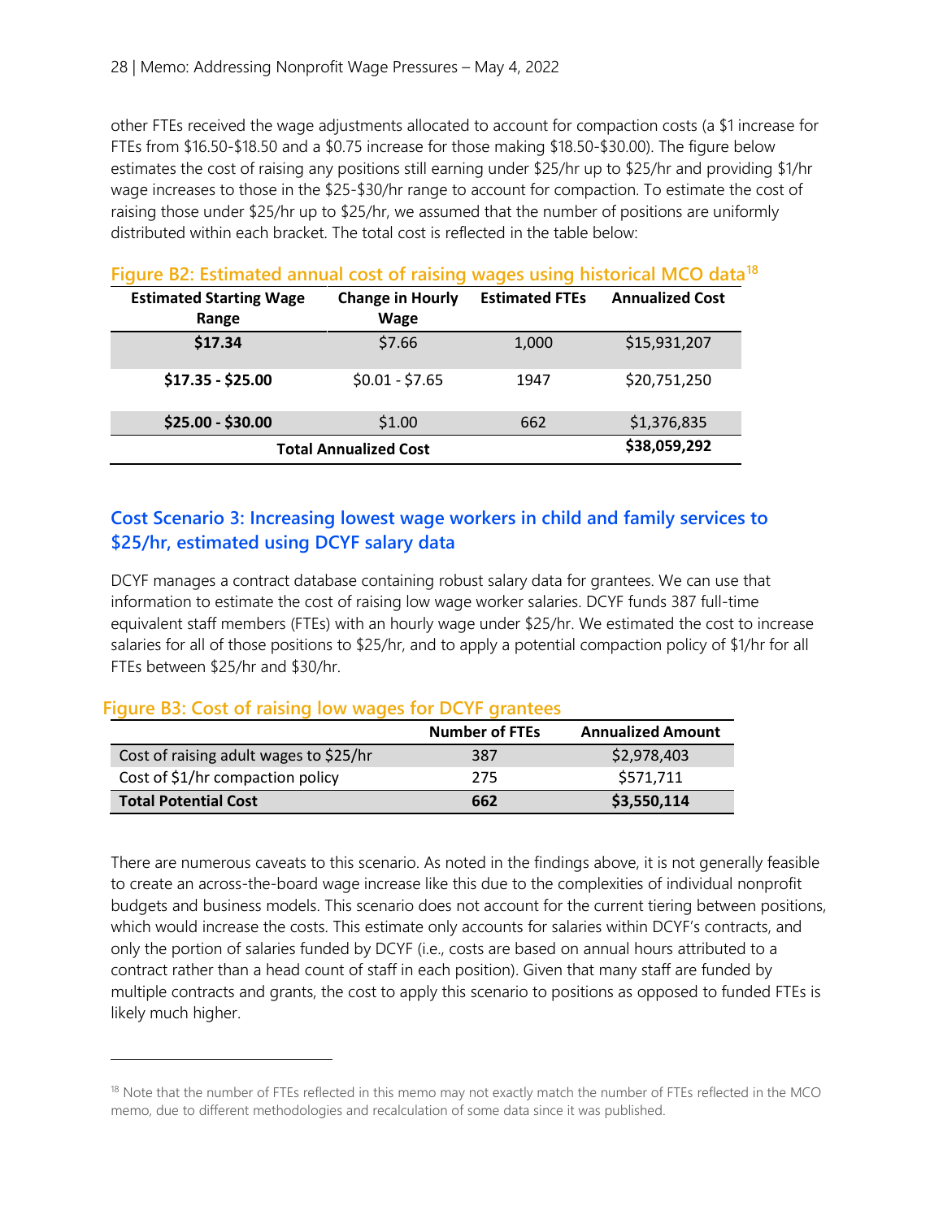other FTEs received the wage adjustments allocated to account for compaction costs (a $1 increase for FTEs from $16.50-$18.50 and a $0.75 increase for those making $18.50-$30.00). The figure below estimates the cost of raising any positions still earning under $25/hr up to $25/hr and providing $1/hr wage increases to those in the $25-$30/hr range to account for compaction. To estimate the cost of raising those under $25/hr up to $25/hr, we assumed that the number of positions are uniformly distributed within each bracket. The total cost is reflected in the table below:

#### Figure B2: Estimated annual cost of raising wages using historical MCO data[18]

| Estimated Starting Wage Range | Change in Hourly Wage | Estimated FTEs | Annualized Cost |
|---|---|---|---|
| **$17.34** | $7.66 | 1,000 | $15,931,207 |
| **$17.35 - $25.00** | $0.01 - $7.65 | 1947 | $20,751,250 |
| **$25.00 - $30.00** | $1.00 | 662 | $1,376,835 |
| **Total Annualized Cost** | | | **$38,059,292** |

### Cost Scenario 3: Increasing lowest wage workers in child and family services to $25/hr, estimated using DCYF salary data

DCYF manages a contract database containing robust salary data for grantees. We can use that information to estimate the cost of raising low wage worker salaries. DCYF funds 387 full-time equivalent staff members (FTEs) with an hourly wage under $25/hr. We estimated the cost to increase salaries for all of those positions to $25/hr, and to apply a potential compaction policy of $1/hr for all FTEs between $25/hr and $30/hr.

#### Figure B3: Cost of raising low wages for DCYF grantees

| | Number of FTEs | Annualized Amount |
|---|---|---|
| Cost of raising adult wages to $25/hr | 387 | $2,978,403 |
| Cost of $1/hr compaction policy | 275 | $571,711 |
| **Total Potential Cost** | **662** | **$3,550,114** |

There are numerous caveats to this scenario. As noted in the findings above, it is not generally feasible to create an across-the-board wage increase like this due to the complexities of individual nonprofit budgets and business models. This scenario does not account for the current tiering between positions, which would increase the costs. This estimate only accounts for salaries within DCYF's contracts, and only the portion of salaries funded by DCYF (i.e., costs are based on annual hours attributed to a contract rather than a head count of staff in each position). Given that many staff are funded by multiple contracts and grants, the cost to apply this scenario to positions as opposed to funded FTEs is likely much higher.

---

[18] Note that the number of FTEs reflected in this memo may not exactly match the number of FTEs reflected in the MCO memo, due to different methodologies and recalculation of some data since it was published.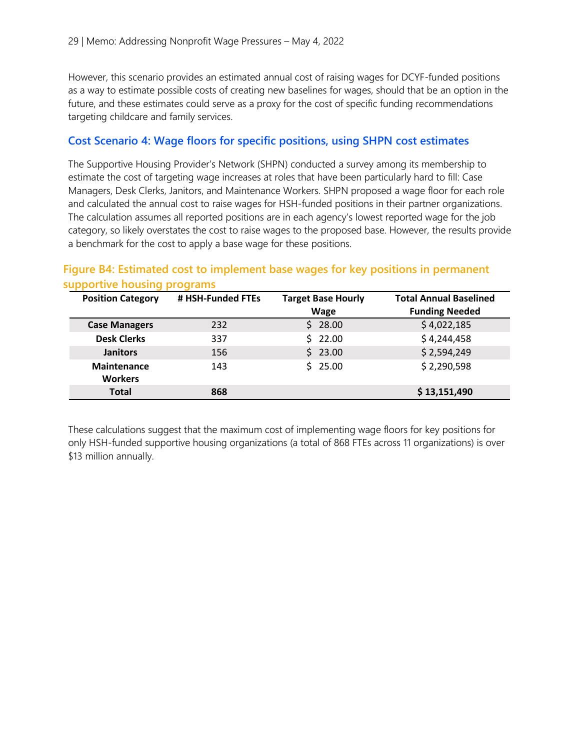However, this scenario provides an estimated annual cost of raising wages for DCYF-funded positions as a way to estimate possible costs of creating new baselines for wages, should that be an option in the future, and these estimates could serve as a proxy for the cost of specific funding recommendations targeting childcare and family services.

### Cost Scenario 4: Wage floors for specific positions, using SHPN cost estimates

The Supportive Housing Provider's Network (SHPN) conducted a survey among its membership to estimate the cost of targeting wage increases at roles that have been particularly hard to fill: Case Managers, Desk Clerks, Janitors, and Maintenance Workers. SHPN proposed a wage floor for each role and calculated the annual cost to raise wages for HSH-funded positions in their partner organizations. The calculation assumes all reported positions are in each agency's lowest reported wage for the job category, so likely overstates the cost to raise wages to the proposed base. However, the results provide a benchmark for the cost to apply a base wage for these positions.

#### Figure B4: Estimated cost to implement base wages for key positions in permanent supportive housing programs

| Position Category | # HSH-Funded FTEs | Target Base Hourly Wage | Total Annual Baselined Funding Needed |
|---|---|---|---|
| **Case Managers** | 232 | $ 28.00 | $ 4,022,185 |
| **Desk Clerks** | 337 | $ 22.00 | $ 4,244,458 |
| **Janitors** | 156 | $ 23.00 | $ 2,594,249 |
| **Maintenance Workers** | 143 | $ 25.00 | $ 2,290,598 |
| **Total** | **868** | | **$ 13,151,490** |

These calculations suggest that the maximum cost of implementing wage floors for key positions for only HSH-funded supportive housing organizations (a total of 868 FTEs across 11 organizations) is over $13 million annually.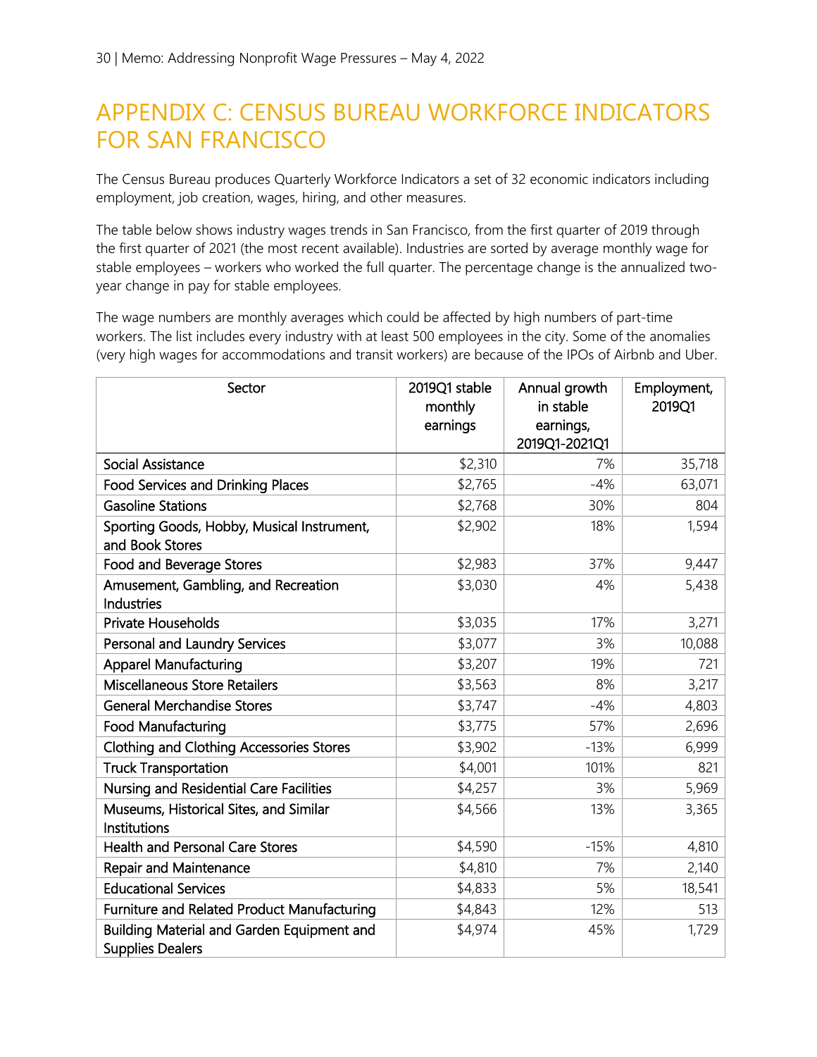# APPENDIX C: CENSUS BUREAU WORKFORCE INDICATORS FOR SAN FRANCISCO

The Census Bureau produces Quarterly Workforce Indicators a set of 32 economic indicators including employment, job creation, wages, hiring, and other measures.

The table below shows industry wages trends in San Francisco, from the first quarter of 2019 through the first quarter of 2021 (the most recent available). Industries are sorted by average monthly wage for stable employees – workers who worked the full quarter. The percentage change is the annualized two-year change in pay for stable employees.

The wage numbers are monthly averages which could be affected by high numbers of part-time workers. The list includes every industry with at least 500 employees in the city. Some of the anomalies (very high wages for accommodations and transit workers) are because of the IPOs of Airbnb and Uber.

| Sector | 2019Q1 stable monthly earnings | Annual growth in stable earnings, 2019Q1-2021Q1 | Employment, 2019Q1 |
|---|---|---|---|
| Social Assistance | $2,310 | 7% | 35,718 |
| Food Services and Drinking Places | $2,765 | -4% | 63,071 |
| Gasoline Stations | $2,768 | 30% | 804 |
| Sporting Goods, Hobby, Musical Instrument, and Book Stores | $2,902 | 18% | 1,594 |
| Food and Beverage Stores | $2,983 | 37% | 9,447 |
| Amusement, Gambling, and Recreation Industries | $3,030 | 4% | 5,438 |
| Private Households | $3,035 | 17% | 3,271 |
| Personal and Laundry Services | $3,077 | 3% | 10,088 |
| Apparel Manufacturing | $3,207 | 19% | 721 |
| Miscellaneous Store Retailers | $3,563 | 8% | 3,217 |
| General Merchandise Stores | $3,747 | -4% | 4,803 |
| Food Manufacturing | $3,775 | 57% | 2,696 |
| Clothing and Clothing Accessories Stores | $3,902 | -13% | 6,999 |
| Truck Transportation | $4,001 | 101% | 821 |
| Nursing and Residential Care Facilities | $4,257 | 3% | 5,969 |
| Museums, Historical Sites, and Similar Institutions | $4,566 | 13% | 3,365 |
| Health and Personal Care Stores | $4,590 | -15% | 4,810 |
| Repair and Maintenance | $4,810 | 7% | 2,140 |
| Educational Services | $4,833 | 5% | 18,541 |
| Furniture and Related Product Manufacturing | $4,843 | 12% | 513 |
| Building Material and Garden Equipment and Supplies Dealers | $4,974 | 45% | 1,729 |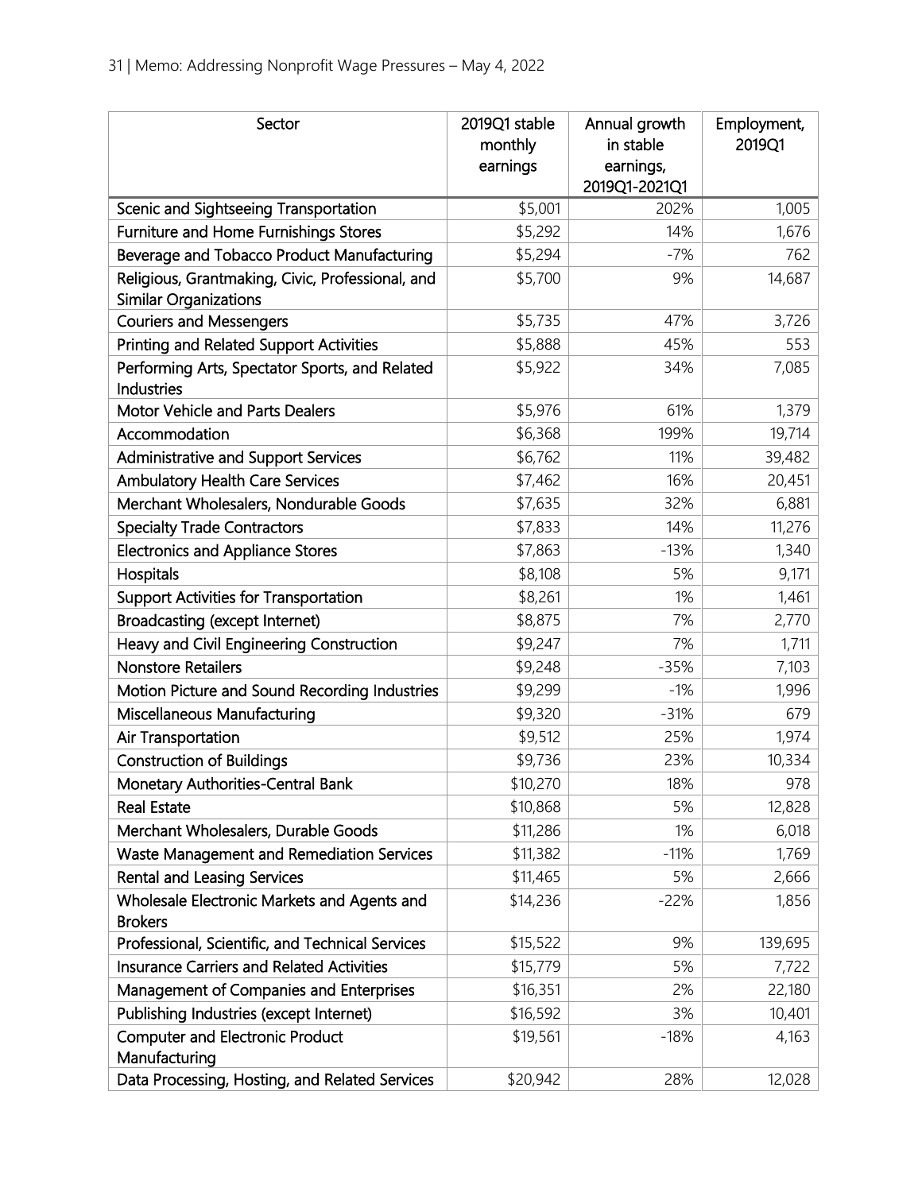| Sector | 2019Q1 stable monthly earnings | Annual growth in stable earnings, 2019Q1-2021Q1 | Employment, 2019Q1 |
|---|---|---|---|
| Scenic and Sightseeing Transportation | $5,001 | 202% | 1,005 |
| Furniture and Home Furnishings Stores | $5,292 | 14% | 1,676 |
| Beverage and Tobacco Product Manufacturing | $5,294 | -7% | 762 |
| Religious, Grantmaking, Civic, Professional, and Similar Organizations | $5,700 | 9% | 14,687 |
| Couriers and Messengers | $5,735 | 47% | 3,726 |
| Printing and Related Support Activities | $5,888 | 45% | 553 |
| Performing Arts, Spectator Sports, and Related Industries | $5,922 | 34% | 7,085 |
| Motor Vehicle and Parts Dealers | $5,976 | 61% | 1,379 |
| Accommodation | $6,368 | 199% | 19,714 |
| Administrative and Support Services | $6,762 | 11% | 39,482 |
| Ambulatory Health Care Services | $7,462 | 16% | 20,451 |
| Merchant Wholesalers, Nondurable Goods | $7,635 | 32% | 6,881 |
| Specialty Trade Contractors | $7,833 | 14% | 11,276 |
| Electronics and Appliance Stores | $7,863 | -13% | 1,340 |
| Hospitals | $8,108 | 5% | 9,171 |
| Support Activities for Transportation | $8,261 | 1% | 1,461 |
| Broadcasting (except Internet) | $8,875 | 7% | 2,770 |
| Heavy and Civil Engineering Construction | $9,247 | 7% | 1,711 |
| Nonstore Retailers | $9,248 | -35% | 7,103 |
| Motion Picture and Sound Recording Industries | $9,299 | -1% | 1,996 |
| Miscellaneous Manufacturing | $9,320 | -31% | 679 |
| Air Transportation | $9,512 | 25% | 1,974 |
| Construction of Buildings | $9,736 | 23% | 10,334 |
| Monetary Authorities-Central Bank | $10,270 | 18% | 978 |
| Real Estate | $10,868 | 5% | 12,828 |
| Merchant Wholesalers, Durable Goods | $11,286 | 1% | 6,018 |
| Waste Management and Remediation Services | $11,382 | -11% | 1,769 |
| Rental and Leasing Services | $11,465 | 5% | 2,666 |
| Wholesale Electronic Markets and Agents and Brokers | $14,236 | -22% | 1,856 |
| Professional, Scientific, and Technical Services | $15,522 | 9% | 139,695 |
| Insurance Carriers and Related Activities | $15,779 | 5% | 7,722 |
| Management of Companies and Enterprises | $16,351 | 2% | 22,180 |
| Publishing Industries (except Internet) | $16,592 | 3% | 10,401 |
| Computer and Electronic Product Manufacturing | $19,561 | -18% | 4,163 |
| Data Processing, Hosting, and Related Services | $20,942 | 28% | 12,028 |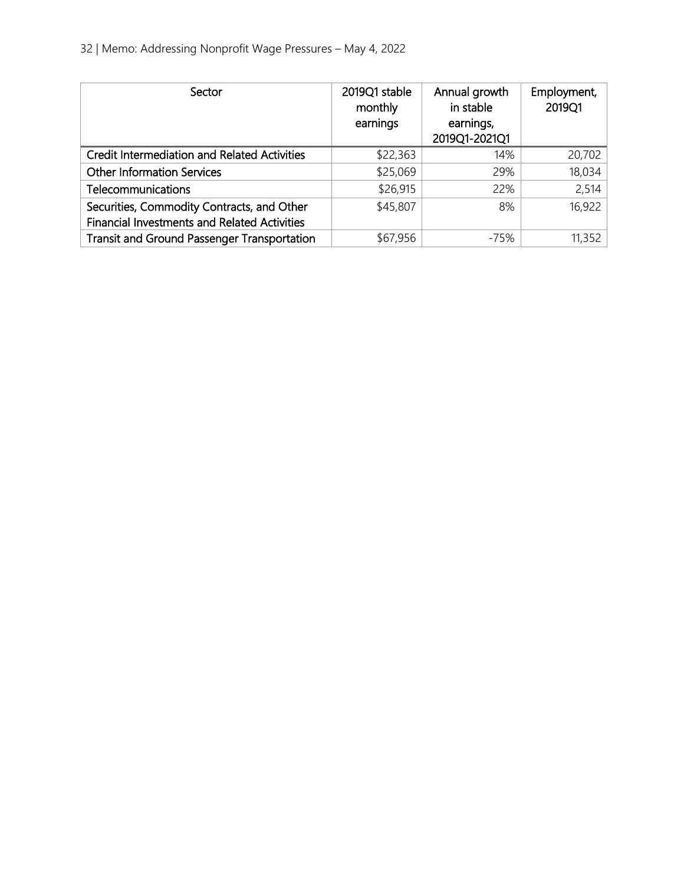| Sector | 2019Q1 stable monthly earnings | Annual growth in stable earnings, 2019Q1-2021Q1 | Employment, 2019Q1 |
|---|---|---|---|
| Credit Intermediation and Related Activities | $22,363 | 14% | 20,702 |
| Other Information Services | $25,069 | 29% | 18,034 |
| Telecommunications | $26,915 | 22% | 2,514 |
| Securities, Commodity Contracts, and Other Financial Investments and Related Activities | $45,807 | 8% | 16,922 |
| Transit and Ground Passenger Transportation | $67,956 | -75% | 11,352 |